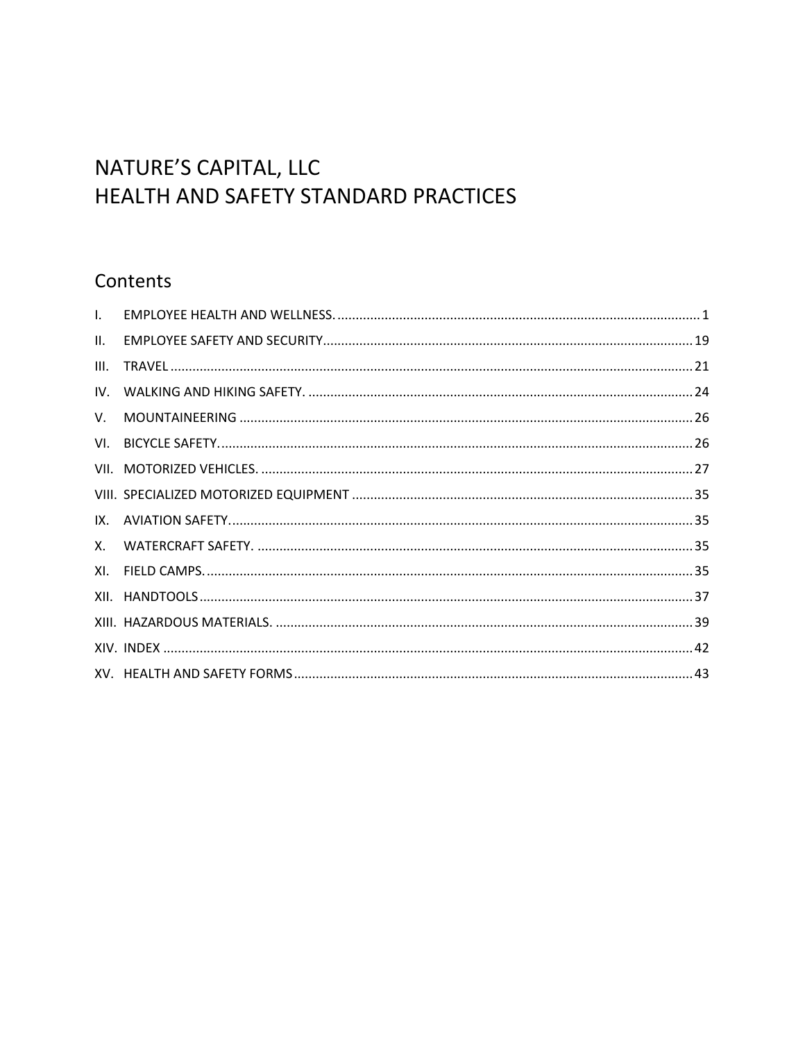# NATURE'S CAPITAL, LLC
# HEALTH AND SAFETY STANDARD PRACTICES

## Contents

I. EMPLOYEE HEALTH AND WELLNESS. ........................................................................................ 1
II. EMPLOYEE SAFETY AND SECURITY ........................................................................................ 19
III. TRAVEL ........................................................................................................................ 21
IV. WALKING AND HIKING SAFETY. ........................................................................................ 24
V. MOUNTAINEERING ......................................................................................................... 26
VI. BICYCLE SAFETY. .......................................................................................................... 26
VII. MOTORIZED VEHICLES. .................................................................................................. 27
VIII. SPECIALIZED MOTORIZED EQUIPMENT ............................................................................ 35
IX. AVIATION SAFETY. ........................................................................................................ 35
X. WATERCRAFT SAFETY. ..................................................................................................... 35
XI. FIELD CAMPS. ............................................................................................................... 35
XII. HANDTOOLS ................................................................................................................. 37
XIII. HAZARDOUS MATERIALS. ............................................................................................... 39
XIV. INDEX ......................................................................................................................... 42
XV. HEALTH AND SAFETY FORMS ............................................................................................ 43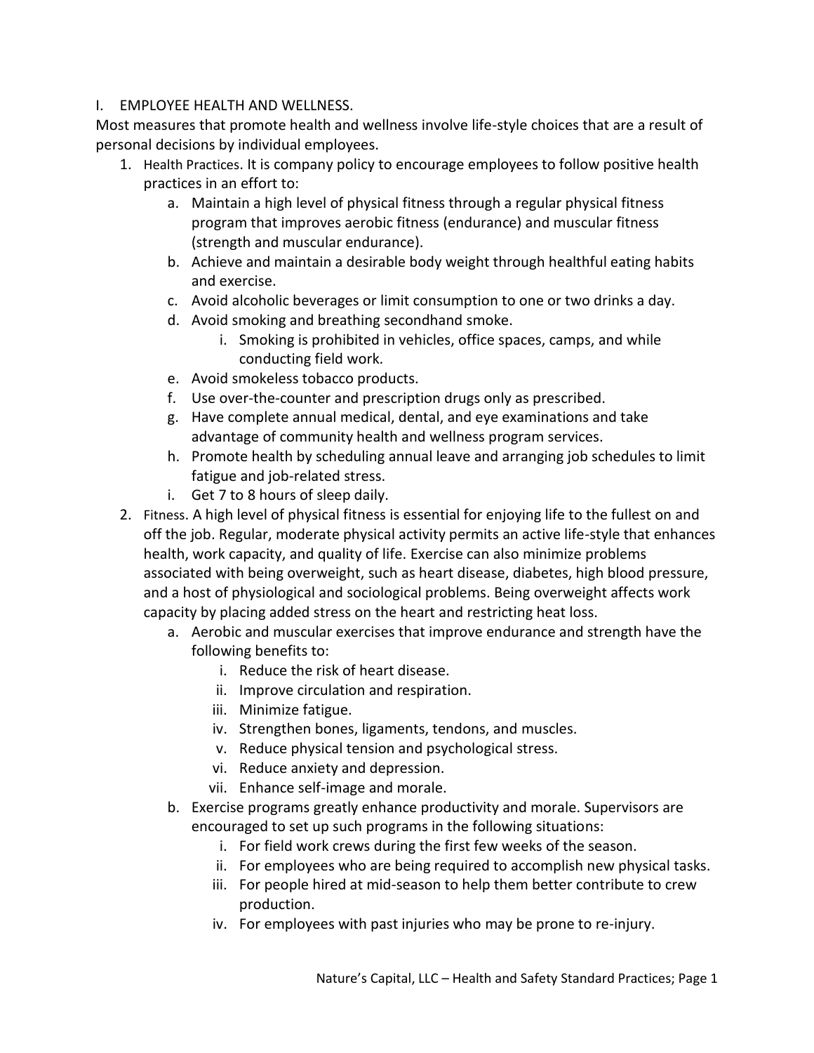## I. EMPLOYEE HEALTH AND WELLNESS.

Most measures that promote health and wellness involve life-style choices that are a result of personal decisions by individual employees.

1. Health Practices. It is company policy to encourage employees to follow positive health practices in an effort to:
   a. Maintain a high level of physical fitness through a regular physical fitness program that improves aerobic fitness (endurance) and muscular fitness (strength and muscular endurance).
   b. Achieve and maintain a desirable body weight through healthful eating habits and exercise.
   c. Avoid alcoholic beverages or limit consumption to one or two drinks a day.
   d. Avoid smoking and breathing secondhand smoke.
      i. Smoking is prohibited in vehicles, office spaces, camps, and while conducting field work.
   e. Avoid smokeless tobacco products.
   f. Use over-the-counter and prescription drugs only as prescribed.
   g. Have complete annual medical, dental, and eye examinations and take advantage of community health and wellness program services.
   h. Promote health by scheduling annual leave and arranging job schedules to limit fatigue and job-related stress.
   i. Get 7 to 8 hours of sleep daily.
2. Fitness. A high level of physical fitness is essential for enjoying life to the fullest on and off the job. Regular, moderate physical activity permits an active life-style that enhances health, work capacity, and quality of life. Exercise can also minimize problems associated with being overweight, such as heart disease, diabetes, high blood pressure, and a host of physiological and sociological problems. Being overweight affects work capacity by placing added stress on the heart and restricting heat loss.
   a. Aerobic and muscular exercises that improve endurance and strength have the following benefits to:
      i. Reduce the risk of heart disease.
      ii. Improve circulation and respiration.
      iii. Minimize fatigue.
      iv. Strengthen bones, ligaments, tendons, and muscles.
      v. Reduce physical tension and psychological stress.
      vi. Reduce anxiety and depression.
      vii. Enhance self-image and morale.
   b. Exercise programs greatly enhance productivity and morale. Supervisors are encouraged to set up such programs in the following situations:
      i. For field work crews during the first few weeks of the season.
      ii. For employees who are being required to accomplish new physical tasks.
      iii. For people hired at mid-season to help them better contribute to crew production.
      iv. For employees with past injuries who may be prone to re-injury.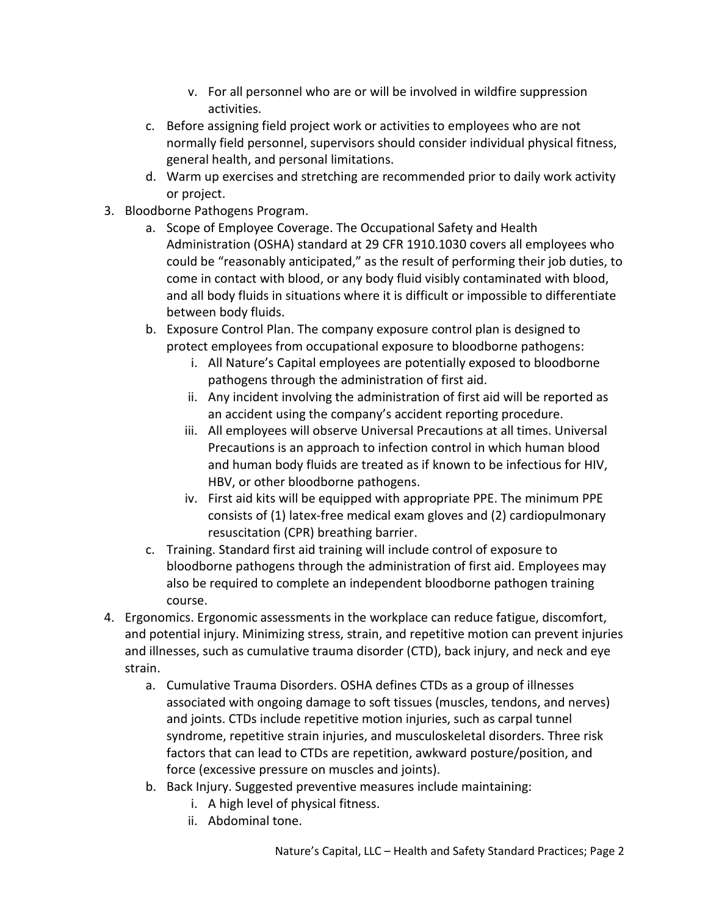v. For all personnel who are or will be involved in wildfire suppression activities.
    c. Before assigning field project work or activities to employees who are not normally field personnel, supervisors should consider individual physical fitness, general health, and personal limitations.
    d. Warm up exercises and stretching are recommended prior to daily work activity or project.
3. Bloodborne Pathogens Program.
    a. Scope of Employee Coverage. The Occupational Safety and Health Administration (OSHA) standard at 29 CFR 1910.1030 covers all employees who could be "reasonably anticipated," as the result of performing their job duties, to come in contact with blood, or any body fluid visibly contaminated with blood, and all body fluids in situations where it is difficult or impossible to differentiate between body fluids.
    b. Exposure Control Plan. The company exposure control plan is designed to protect employees from occupational exposure to bloodborne pathogens:
        i. All Nature's Capital employees are potentially exposed to bloodborne pathogens through the administration of first aid.
        ii. Any incident involving the administration of first aid will be reported as an accident using the company's accident reporting procedure.
        iii. All employees will observe Universal Precautions at all times. Universal Precautions is an approach to infection control in which human blood and human body fluids are treated as if known to be infectious for HIV, HBV, or other bloodborne pathogens.
        iv. First aid kits will be equipped with appropriate PPE. The minimum PPE consists of (1) latex-free medical exam gloves and (2) cardiopulmonary resuscitation (CPR) breathing barrier.
    c. Training. Standard first aid training will include control of exposure to bloodborne pathogens through the administration of first aid. Employees may also be required to complete an independent bloodborne pathogen training course.
4. Ergonomics. Ergonomic assessments in the workplace can reduce fatigue, discomfort, and potential injury. Minimizing stress, strain, and repetitive motion can prevent injuries and illnesses, such as cumulative trauma disorder (CTD), back injury, and neck and eye strain.
    a. Cumulative Trauma Disorders. OSHA defines CTDs as a group of illnesses associated with ongoing damage to soft tissues (muscles, tendons, and nerves) and joints. CTDs include repetitive motion injuries, such as carpal tunnel syndrome, repetitive strain injuries, and musculoskeletal disorders. Three risk factors that can lead to CTDs are repetition, awkward posture/position, and force (excessive pressure on muscles and joints).
    b. Back Injury. Suggested preventive measures include maintaining:
        i. A high level of physical fitness.
        ii. Abdominal tone.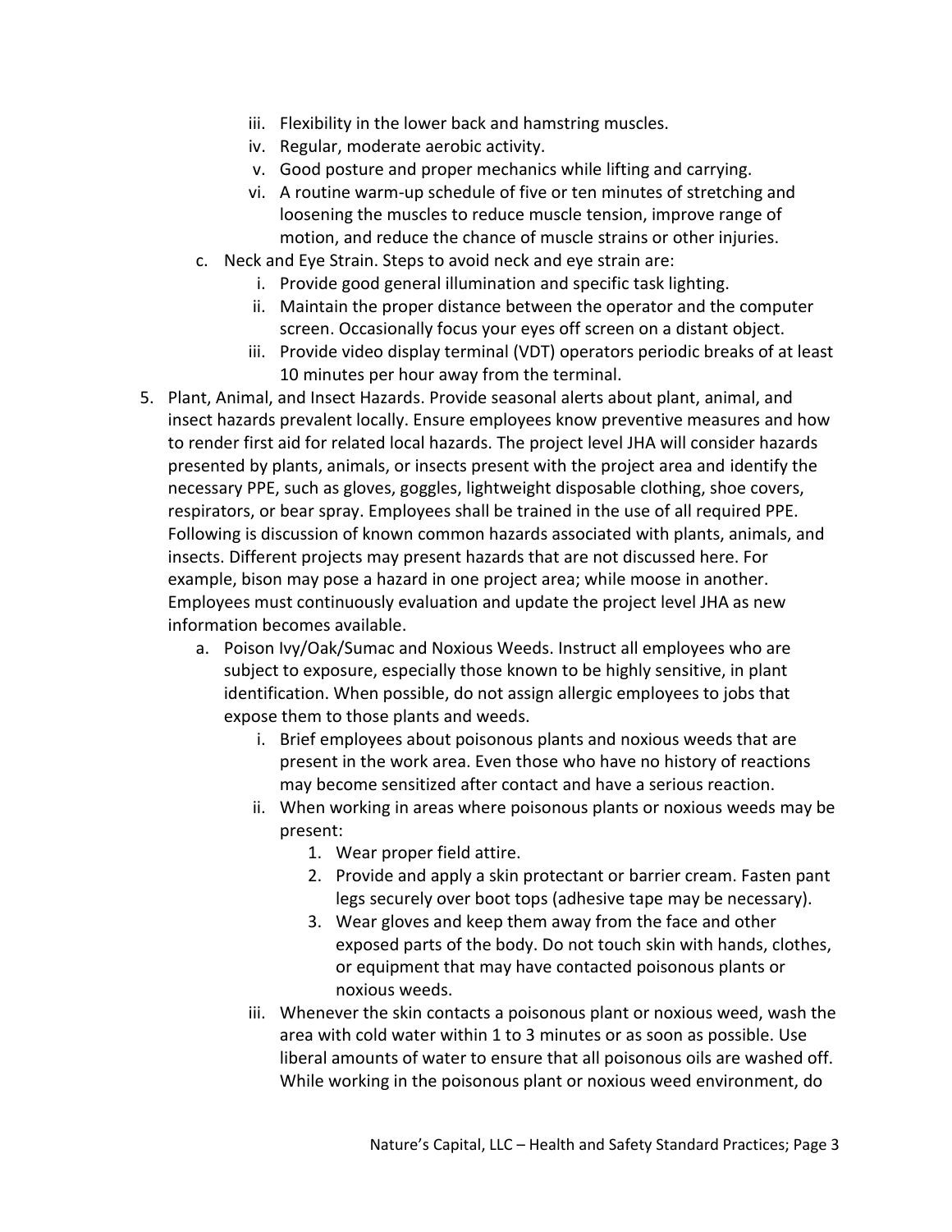iii. Flexibility in the lower back and hamstring muscles.
      iv. Regular, moderate aerobic activity.
      v. Good posture and proper mechanics while lifting and carrying.
      vi. A routine warm-up schedule of five or ten minutes of stretching and loosening the muscles to reduce muscle tension, improve range of motion, and reduce the chance of muscle strains or other injuries.
   c. Neck and Eye Strain. Steps to avoid neck and eye strain are:
      i. Provide good general illumination and specific task lighting.
      ii. Maintain the proper distance between the operator and the computer screen. Occasionally focus your eyes off screen on a distant object.
      iii. Provide video display terminal (VDT) operators periodic breaks of at least 10 minutes per hour away from the terminal.

5. Plant, Animal, and Insect Hazards. Provide seasonal alerts about plant, animal, and insect hazards prevalent locally. Ensure employees know preventive measures and how to render first aid for related local hazards. The project level JHA will consider hazards presented by plants, animals, or insects present with the project area and identify the necessary PPE, such as gloves, goggles, lightweight disposable clothing, shoe covers, respirators, or bear spray. Employees shall be trained in the use of all required PPE. Following is discussion of known common hazards associated with plants, animals, and insects. Different projects may present hazards that are not discussed here. For example, bison may pose a hazard in one project area; while moose in another. Employees must continuously evaluation and update the project level JHA as new information becomes available.
   a. Poison Ivy/Oak/Sumac and Noxious Weeds. Instruct all employees who are subject to exposure, especially those known to be highly sensitive, in plant identification. When possible, do not assign allergic employees to jobs that expose them to those plants and weeds.
      i. Brief employees about poisonous plants and noxious weeds that are present in the work area. Even those who have no history of reactions may become sensitized after contact and have a serious reaction.
      ii. When working in areas where poisonous plants or noxious weeds may be present:
         1. Wear proper field attire.
         2. Provide and apply a skin protectant or barrier cream. Fasten pant legs securely over boot tops (adhesive tape may be necessary).
         3. Wear gloves and keep them away from the face and other exposed parts of the body. Do not touch skin with hands, clothes, or equipment that may have contacted poisonous plants or noxious weeds.
      iii. Whenever the skin contacts a poisonous plant or noxious weed, wash the area with cold water within 1 to 3 minutes or as soon as possible. Use liberal amounts of water to ensure that all poisonous oils are washed off. While working in the poisonous plant or noxious weed environment, do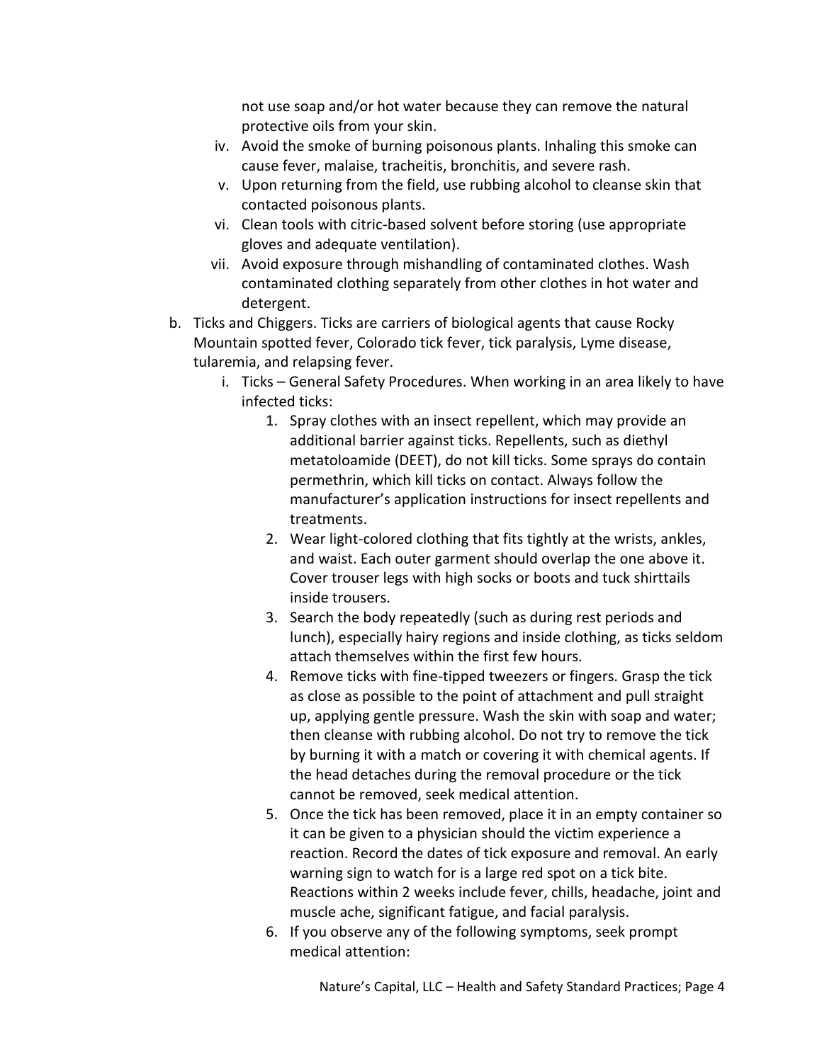not use soap and/or hot water because they can remove the natural protective oils from your skin.

iv. Avoid the smoke of burning poisonous plants. Inhaling this smoke can cause fever, malaise, tracheitis, bronchitis, and severe rash.

v. Upon returning from the field, use rubbing alcohol to cleanse skin that contacted poisonous plants.

vi. Clean tools with citric-based solvent before storing (use appropriate gloves and adequate ventilation).

vii. Avoid exposure through mishandling of contaminated clothes. Wash contaminated clothing separately from other clothes in hot water and detergent.

b. Ticks and Chiggers. Ticks are carriers of biological agents that cause Rocky Mountain spotted fever, Colorado tick fever, tick paralysis, Lyme disease, tularemia, and relapsing fever.

   i. Ticks – General Safety Procedures. When working in an area likely to have infected ticks:

      1. Spray clothes with an insect repellent, which may provide an additional barrier against ticks. Repellents, such as diethyl metatoloamide (DEET), do not kill ticks. Some sprays do contain permethrin, which kill ticks on contact. Always follow the manufacturer's application instructions for insect repellents and treatments.
      2. Wear light-colored clothing that fits tightly at the wrists, ankles, and waist. Each outer garment should overlap the one above it. Cover trouser legs with high socks or boots and tuck shirttails inside trousers.
      3. Search the body repeatedly (such as during rest periods and lunch), especially hairy regions and inside clothing, as ticks seldom attach themselves within the first few hours.
      4. Remove ticks with fine-tipped tweezers or fingers. Grasp the tick as close as possible to the point of attachment and pull straight up, applying gentle pressure. Wash the skin with soap and water; then cleanse with rubbing alcohol. Do not try to remove the tick by burning it with a match or covering it with chemical agents. If the head detaches during the removal procedure or the tick cannot be removed, seek medical attention.
      5. Once the tick has been removed, place it in an empty container so it can be given to a physician should the victim experience a reaction. Record the dates of tick exposure and removal. An early warning sign to watch for is a large red spot on a tick bite. Reactions within 2 weeks include fever, chills, headache, joint and muscle ache, significant fatigue, and facial paralysis.
      6. If you observe any of the following symptoms, seek prompt medical attention: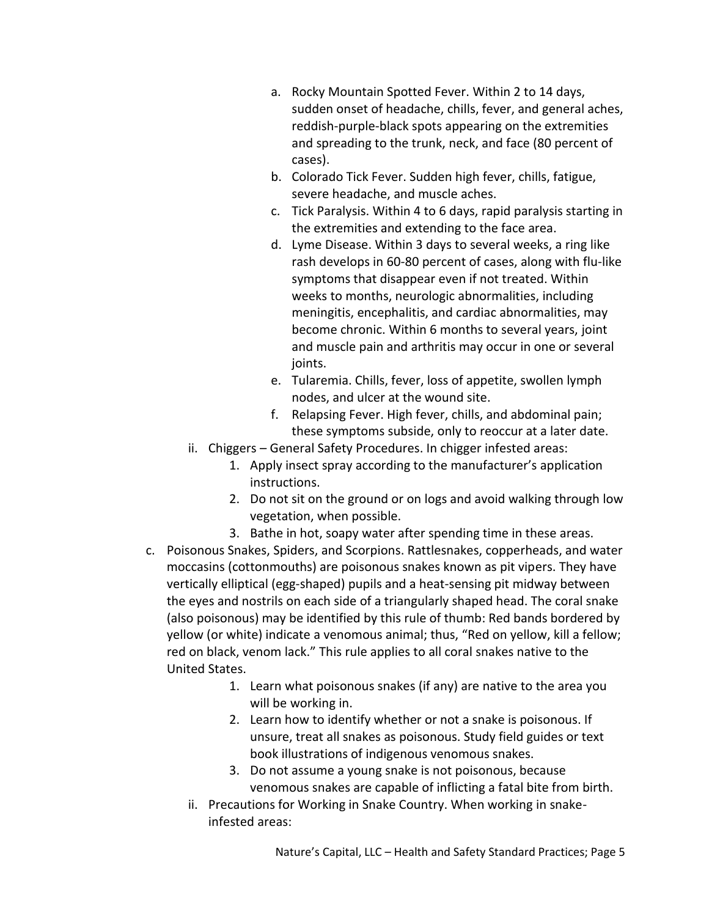a. Rocky Mountain Spotted Fever. Within 2 to 14 days, sudden onset of headache, chills, fever, and general aches, reddish-purple-black spots appearing on the extremities and spreading to the trunk, neck, and face (80 percent of cases).
b. Colorado Tick Fever. Sudden high fever, chills, fatigue, severe headache, and muscle aches.
c. Tick Paralysis. Within 4 to 6 days, rapid paralysis starting in the extremities and extending to the face area.
d. Lyme Disease. Within 3 days to several weeks, a ring like rash develops in 60-80 percent of cases, along with flu-like symptoms that disappear even if not treated. Within weeks to months, neurologic abnormalities, including meningitis, encephalitis, and cardiac abnormalities, may become chronic. Within 6 months to several years, joint and muscle pain and arthritis may occur in one or several joints.
e. Tularemia. Chills, fever, loss of appetite, swollen lymph nodes, and ulcer at the wound site.
f. Relapsing Fever. High fever, chills, and abdominal pain; these symptoms subside, only to reoccur at a later date.

ii. Chiggers – General Safety Procedures. In chigger infested areas:
1. Apply insect spray according to the manufacturer's application instructions.
2. Do not sit on the ground or on logs and avoid walking through low vegetation, when possible.
3. Bathe in hot, soapy water after spending time in these areas.

c. Poisonous Snakes, Spiders, and Scorpions. Rattlesnakes, copperheads, and water moccasins (cottonmouths) are poisonous snakes known as pit vipers. They have vertically elliptical (egg-shaped) pupils and a heat-sensing pit midway between the eyes and nostrils on each side of a triangularly shaped head. The coral snake (also poisonous) may be identified by this rule of thumb: Red bands bordered by yellow (or white) indicate a venomous animal; thus, "Red on yellow, kill a fellow; red on black, venom lack." This rule applies to all coral snakes native to the United States.
1. Learn what poisonous snakes (if any) are native to the area you will be working in.
2. Learn how to identify whether or not a snake is poisonous. If unsure, treat all snakes as poisonous. Study field guides or text book illustrations of indigenous venomous snakes.
3. Do not assume a young snake is not poisonous, because venomous snakes are capable of inflicting a fatal bite from birth.

ii. Precautions for Working in Snake Country. When working in snake-infested areas: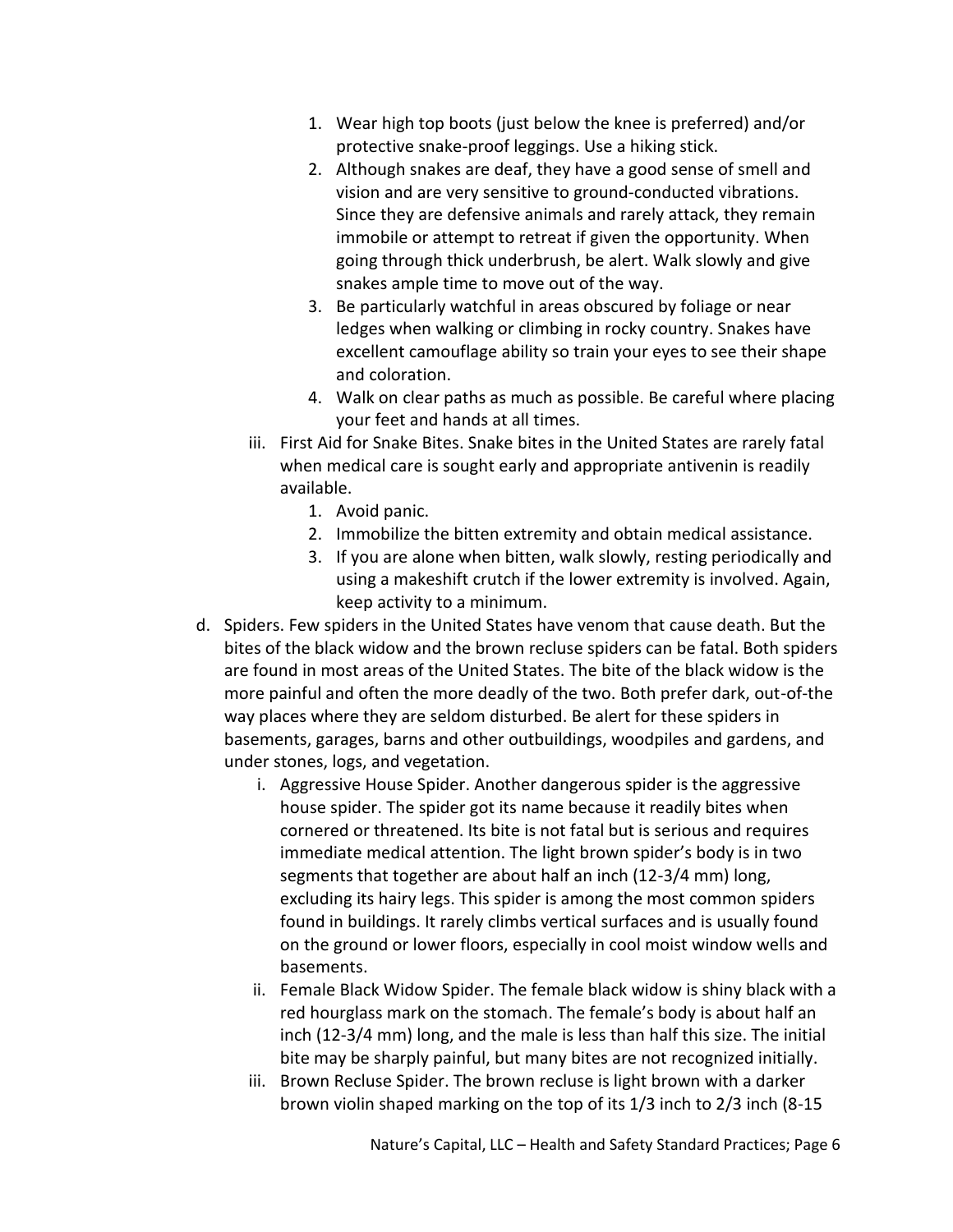1. Wear high top boots (just below the knee is preferred) and/or protective snake-proof leggings. Use a hiking stick.
2. Although snakes are deaf, they have a good sense of smell and vision and are very sensitive to ground-conducted vibrations. Since they are defensive animals and rarely attack, they remain immobile or attempt to retreat if given the opportunity. When going through thick underbrush, be alert. Walk slowly and give snakes ample time to move out of the way.
3. Be particularly watchful in areas obscured by foliage or near ledges when walking or climbing in rocky country. Snakes have excellent camouflage ability so train your eyes to see their shape and coloration.
4. Walk on clear paths as much as possible. Be careful where placing your feet and hands at all times.

iii. First Aid for Snake Bites. Snake bites in the United States are rarely fatal when medical care is sought early and appropriate antivenin is readily available.

1. Avoid panic.
2. Immobilize the bitten extremity and obtain medical assistance.
3. If you are alone when bitten, walk slowly, resting periodically and using a makeshift crutch if the lower extremity is involved. Again, keep activity to a minimum.

d. Spiders. Few spiders in the United States have venom that cause death. But the bites of the black widow and the brown recluse spiders can be fatal. Both spiders are found in most areas of the United States. The bite of the black widow is the more painful and often the more deadly of the two. Both prefer dark, out-of-the way places where they are seldom disturbed. Be alert for these spiders in basements, garages, barns and other outbuildings, woodpiles and gardens, and under stones, logs, and vegetation.

i. Aggressive House Spider. Another dangerous spider is the aggressive house spider. The spider got its name because it readily bites when cornered or threatened. Its bite is not fatal but is serious and requires immediate medical attention. The light brown spider's body is in two segments that together are about half an inch (12-3/4 mm) long, excluding its hairy legs. This spider is among the most common spiders found in buildings. It rarely climbs vertical surfaces and is usually found on the ground or lower floors, especially in cool moist window wells and basements.

ii. Female Black Widow Spider. The female black widow is shiny black with a red hourglass mark on the stomach. The female's body is about half an inch (12-3/4 mm) long, and the male is less than half this size. The initial bite may be sharply painful, but many bites are not recognized initially.

iii. Brown Recluse Spider. The brown recluse is light brown with a darker brown violin shaped marking on the top of its 1/3 inch to 2/3 inch (8-15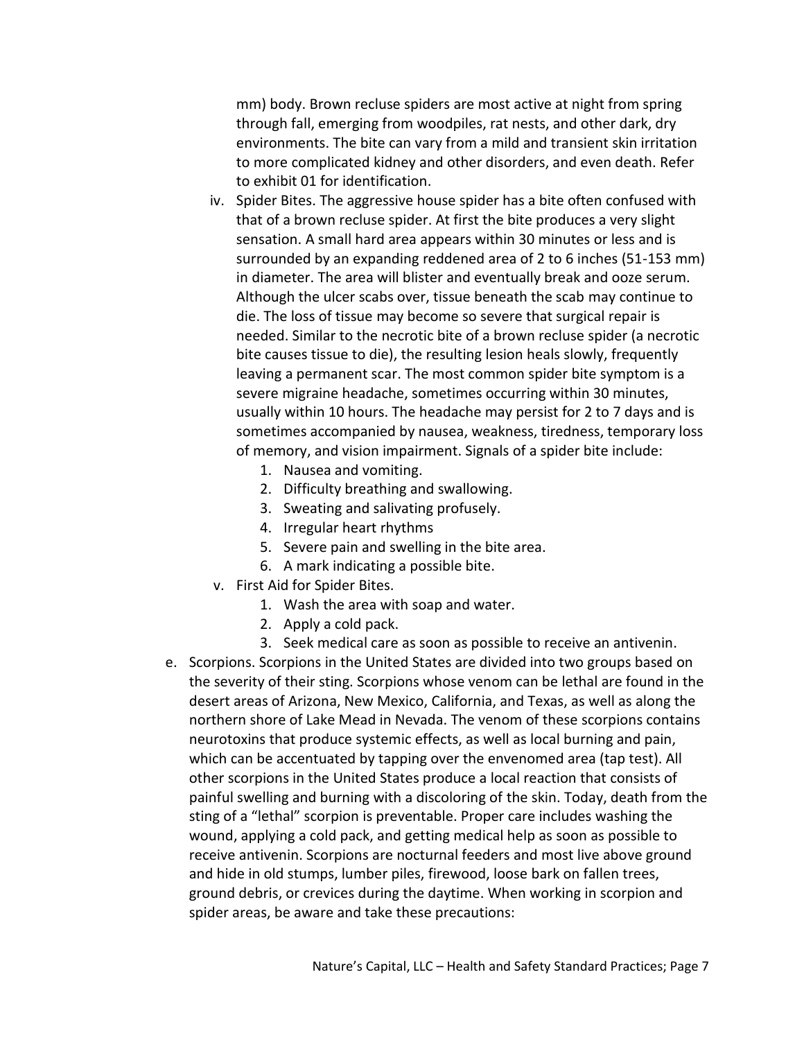mm) body. Brown recluse spiders are most active at night from spring through fall, emerging from woodpiles, rat nests, and other dark, dry environments. The bite can vary from a mild and transient skin irritation to more complicated kidney and other disorders, and even death. Refer to exhibit 01 for identification.

iv. Spider Bites. The aggressive house spider has a bite often confused with that of a brown recluse spider. At first the bite produces a very slight sensation. A small hard area appears within 30 minutes or less and is surrounded by an expanding reddened area of 2 to 6 inches (51-153 mm) in diameter. The area will blister and eventually break and ooze serum. Although the ulcer scabs over, tissue beneath the scab may continue to die. The loss of tissue may become so severe that surgical repair is needed. Similar to the necrotic bite of a brown recluse spider (a necrotic bite causes tissue to die), the resulting lesion heals slowly, frequently leaving a permanent scar. The most common spider bite symptom is a severe migraine headache, sometimes occurring within 30 minutes, usually within 10 hours. The headache may persist for 2 to 7 days and is sometimes accompanied by nausea, weakness, tiredness, temporary loss of memory, and vision impairment. Signals of a spider bite include:

1. Nausea and vomiting.
2. Difficulty breathing and swallowing.
3. Sweating and salivating profusely.
4. Irregular heart rhythms
5. Severe pain and swelling in the bite area.
6. A mark indicating a possible bite.

v. First Aid for Spider Bites.

1. Wash the area with soap and water.
2. Apply a cold pack.
3. Seek medical care as soon as possible to receive an antivenin.

e. Scorpions. Scorpions in the United States are divided into two groups based on the severity of their sting. Scorpions whose venom can be lethal are found in the desert areas of Arizona, New Mexico, California, and Texas, as well as along the northern shore of Lake Mead in Nevada. The venom of these scorpions contains neurotoxins that produce systemic effects, as well as local burning and pain, which can be accentuated by tapping over the envenomed area (tap test). All other scorpions in the United States produce a local reaction that consists of painful swelling and burning with a discoloring of the skin. Today, death from the sting of a "lethal" scorpion is preventable. Proper care includes washing the wound, applying a cold pack, and getting medical help as soon as possible to receive antivenin. Scorpions are nocturnal feeders and most live above ground and hide in old stumps, lumber piles, firewood, loose bark on fallen trees, ground debris, or crevices during the daytime. When working in scorpion and spider areas, be aware and take these precautions: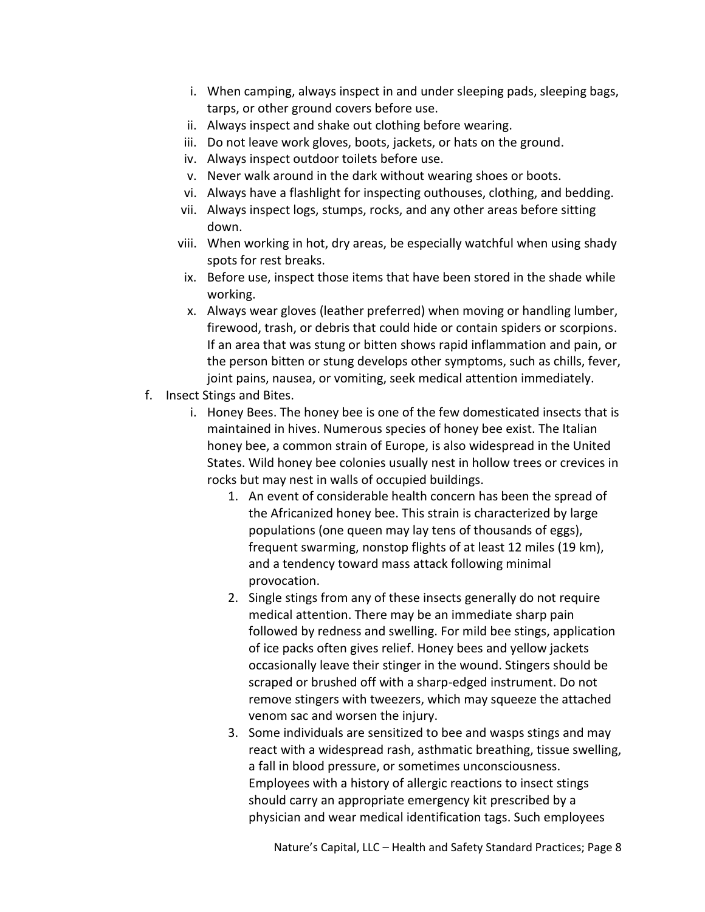i. When camping, always inspect in and under sleeping pads, sleeping bags, tarps, or other ground covers before use.
ii. Always inspect and shake out clothing before wearing.
iii. Do not leave work gloves, boots, jackets, or hats on the ground.
iv. Always inspect outdoor toilets before use.
v. Never walk around in the dark without wearing shoes or boots.
vi. Always have a flashlight for inspecting outhouses, clothing, and bedding.
vii. Always inspect logs, stumps, rocks, and any other areas before sitting down.
viii. When working in hot, dry areas, be especially watchful when using shady spots for rest breaks.
ix. Before use, inspect those items that have been stored in the shade while working.
x. Always wear gloves (leather preferred) when moving or handling lumber, firewood, trash, or debris that could hide or contain spiders or scorpions. If an area that was stung or bitten shows rapid inflammation and pain, or the person bitten or stung develops other symptoms, such as chills, fever, joint pains, nausea, or vomiting, seek medical attention immediately.

f. Insect Stings and Bites.

i. Honey Bees. The honey bee is one of the few domesticated insects that is maintained in hives. Numerous species of honey bee exist. The Italian honey bee, a common strain of Europe, is also widespread in the United States. Wild honey bee colonies usually nest in hollow trees or crevices in rocks but may nest in walls of occupied buildings.

1. An event of considerable health concern has been the spread of the Africanized honey bee. This strain is characterized by large populations (one queen may lay tens of thousands of eggs), frequent swarming, nonstop flights of at least 12 miles (19 km), and a tendency toward mass attack following minimal provocation.
2. Single stings from any of these insects generally do not require medical attention. There may be an immediate sharp pain followed by redness and swelling. For mild bee stings, application of ice packs often gives relief. Honey bees and yellow jackets occasionally leave their stinger in the wound. Stingers should be scraped or brushed off with a sharp-edged instrument. Do not remove stingers with tweezers, which may squeeze the attached venom sac and worsen the injury.
3. Some individuals are sensitized to bee and wasps stings and may react with a widespread rash, asthmatic breathing, tissue swelling, a fall in blood pressure, or sometimes unconsciousness. Employees with a history of allergic reactions to insect stings should carry an appropriate emergency kit prescribed by a physician and wear medical identification tags. Such employees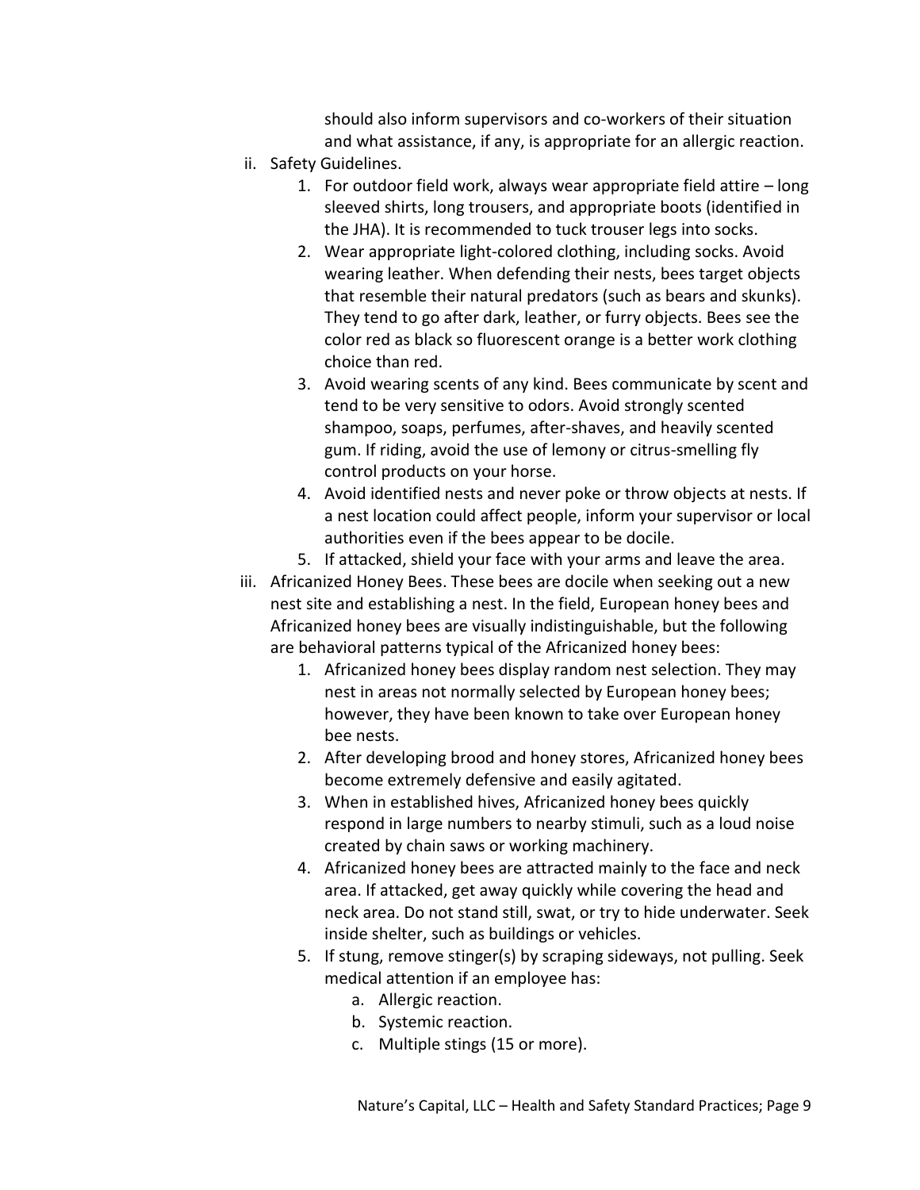should also inform supervisors and co-workers of their situation and what assistance, if any, is appropriate for an allergic reaction.

ii. Safety Guidelines.
   1. For outdoor field work, always wear appropriate field attire – long sleeved shirts, long trousers, and appropriate boots (identified in the JHA). It is recommended to tuck trouser legs into socks.
   2. Wear appropriate light-colored clothing, including socks. Avoid wearing leather. When defending their nests, bees target objects that resemble their natural predators (such as bears and skunks). They tend to go after dark, leather, or furry objects. Bees see the color red as black so fluorescent orange is a better work clothing choice than red.
   3. Avoid wearing scents of any kind. Bees communicate by scent and tend to be very sensitive to odors. Avoid strongly scented shampoo, soaps, perfumes, after-shaves, and heavily scented gum. If riding, avoid the use of lemony or citrus-smelling fly control products on your horse.
   4. Avoid identified nests and never poke or throw objects at nests. If a nest location could affect people, inform your supervisor or local authorities even if the bees appear to be docile.
   5. If attacked, shield your face with your arms and leave the area.

iii. Africanized Honey Bees. These bees are docile when seeking out a new nest site and establishing a nest. In the field, European honey bees and Africanized honey bees are visually indistinguishable, but the following are behavioral patterns typical of the Africanized honey bees:
   1. Africanized honey bees display random nest selection. They may nest in areas not normally selected by European honey bees; however, they have been known to take over European honey bee nests.
   2. After developing brood and honey stores, Africanized honey bees become extremely defensive and easily agitated.
   3. When in established hives, Africanized honey bees quickly respond in large numbers to nearby stimuli, such as a loud noise created by chain saws or working machinery.
   4. Africanized honey bees are attracted mainly to the face and neck area. If attacked, get away quickly while covering the head and neck area. Do not stand still, swat, or try to hide underwater. Seek inside shelter, such as buildings or vehicles.
   5. If stung, remove stinger(s) by scraping sideways, not pulling. Seek medical attention if an employee has:
      a. Allergic reaction.
      b. Systemic reaction.
      c. Multiple stings (15 or more).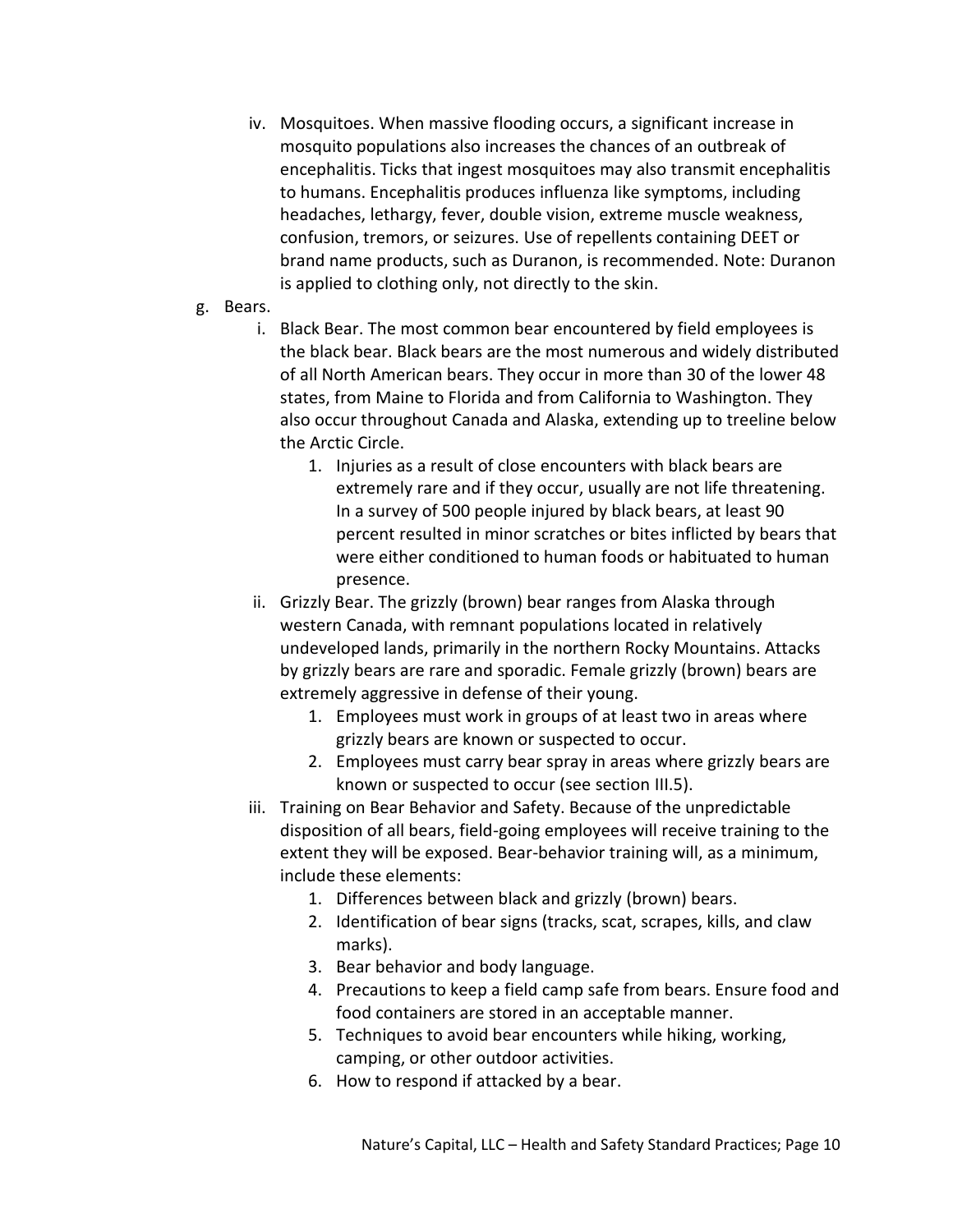iv. Mosquitoes. When massive flooding occurs, a significant increase in mosquito populations also increases the chances of an outbreak of encephalitis. Ticks that ingest mosquitoes may also transmit encephalitis to humans. Encephalitis produces influenza like symptoms, including headaches, lethargy, fever, double vision, extreme muscle weakness, confusion, tremors, or seizures. Use of repellents containing DEET or brand name products, such as Duranon, is recommended. Note: Duranon is applied to clothing only, not directly to the skin.

g. Bears.

   i. Black Bear. The most common bear encountered by field employees is the black bear. Black bears are the most numerous and widely distributed of all North American bears. They occur in more than 30 of the lower 48 states, from Maine to Florida and from California to Washington. They also occur throughout Canada and Alaska, extending up to treeline below the Arctic Circle.

      1. Injuries as a result of close encounters with black bears are extremely rare and if they occur, usually are not life threatening. In a survey of 500 people injured by black bears, at least 90 percent resulted in minor scratches or bites inflicted by bears that were either conditioned to human foods or habituated to human presence.

   ii. Grizzly Bear. The grizzly (brown) bear ranges from Alaska through western Canada, with remnant populations located in relatively undeveloped lands, primarily in the northern Rocky Mountains. Attacks by grizzly bears are rare and sporadic. Female grizzly (brown) bears are extremely aggressive in defense of their young.

      1. Employees must work in groups of at least two in areas where grizzly bears are known or suspected to occur.
      2. Employees must carry bear spray in areas where grizzly bears are known or suspected to occur (see section III.5).

   iii. Training on Bear Behavior and Safety. Because of the unpredictable disposition of all bears, field-going employees will receive training to the extent they will be exposed. Bear-behavior training will, as a minimum, include these elements:

      1. Differences between black and grizzly (brown) bears.
      2. Identification of bear signs (tracks, scat, scrapes, kills, and claw marks).
      3. Bear behavior and body language.
      4. Precautions to keep a field camp safe from bears. Ensure food and food containers are stored in an acceptable manner.
      5. Techniques to avoid bear encounters while hiking, working, camping, or other outdoor activities.
      6. How to respond if attacked by a bear.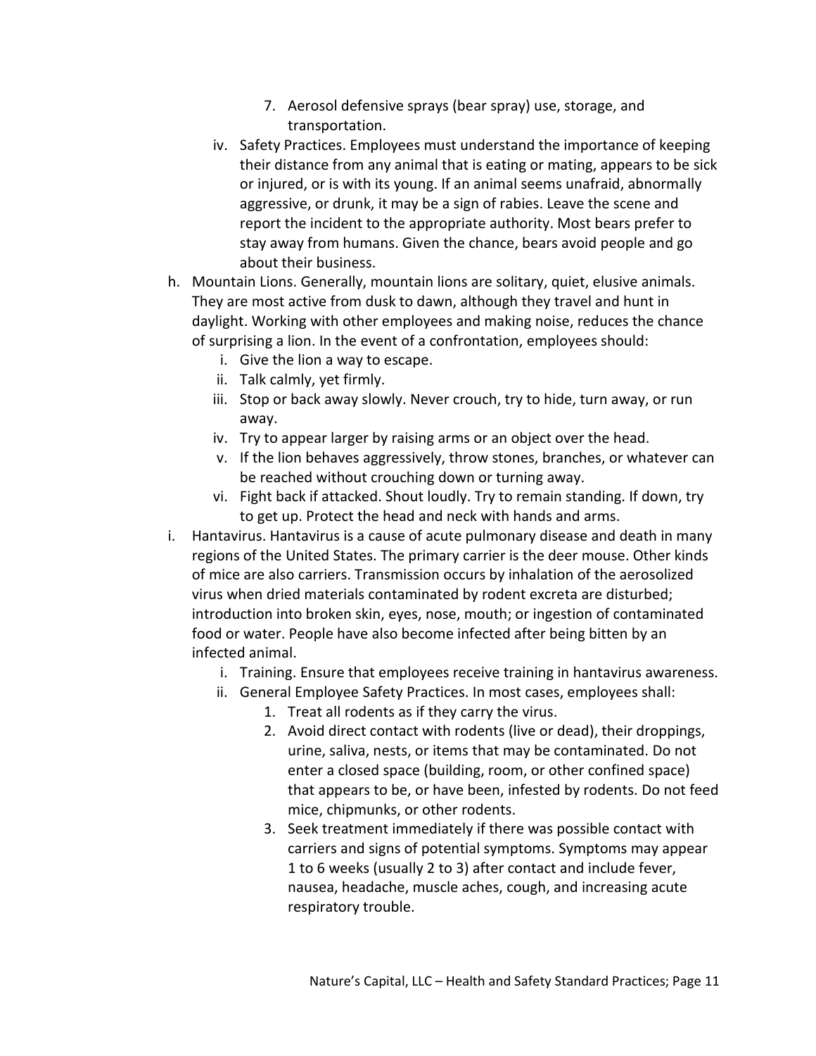7. Aerosol defensive sprays (bear spray) use, storage, and transportation.

iv. Safety Practices. Employees must understand the importance of keeping their distance from any animal that is eating or mating, appears to be sick or injured, or is with its young. If an animal seems unafraid, abnormally aggressive, or drunk, it may be a sign of rabies. Leave the scene and report the incident to the appropriate authority. Most bears prefer to stay away from humans. Given the chance, bears avoid people and go about their business.

h. Mountain Lions. Generally, mountain lions are solitary, quiet, elusive animals. They are most active from dusk to dawn, although they travel and hunt in daylight. Working with other employees and making noise, reduces the chance of surprising a lion. In the event of a confrontation, employees should:

   i. Give the lion a way to escape.
   ii. Talk calmly, yet firmly.
   iii. Stop or back away slowly. Never crouch, try to hide, turn away, or run away.
   iv. Try to appear larger by raising arms or an object over the head.
   v. If the lion behaves aggressively, throw stones, branches, or whatever can be reached without crouching down or turning away.
   vi. Fight back if attacked. Shout loudly. Try to remain standing. If down, try to get up. Protect the head and neck with hands and arms.

i. Hantavirus. Hantavirus is a cause of acute pulmonary disease and death in many regions of the United States. The primary carrier is the deer mouse. Other kinds of mice are also carriers. Transmission occurs by inhalation of the aerosolized virus when dried materials contaminated by rodent excreta are disturbed; introduction into broken skin, eyes, nose, mouth; or ingestion of contaminated food or water. People have also become infected after being bitten by an infected animal.

   i. Training. Ensure that employees receive training in hantavirus awareness.
   ii. General Employee Safety Practices. In most cases, employees shall:
      1. Treat all rodents as if they carry the virus.
      2. Avoid direct contact with rodents (live or dead), their droppings, urine, saliva, nests, or items that may be contaminated. Do not enter a closed space (building, room, or other confined space) that appears to be, or have been, infested by rodents. Do not feed mice, chipmunks, or other rodents.
      3. Seek treatment immediately if there was possible contact with carriers and signs of potential symptoms. Symptoms may appear 1 to 6 weeks (usually 2 to 3) after contact and include fever, nausea, headache, muscle aches, cough, and increasing acute respiratory trouble.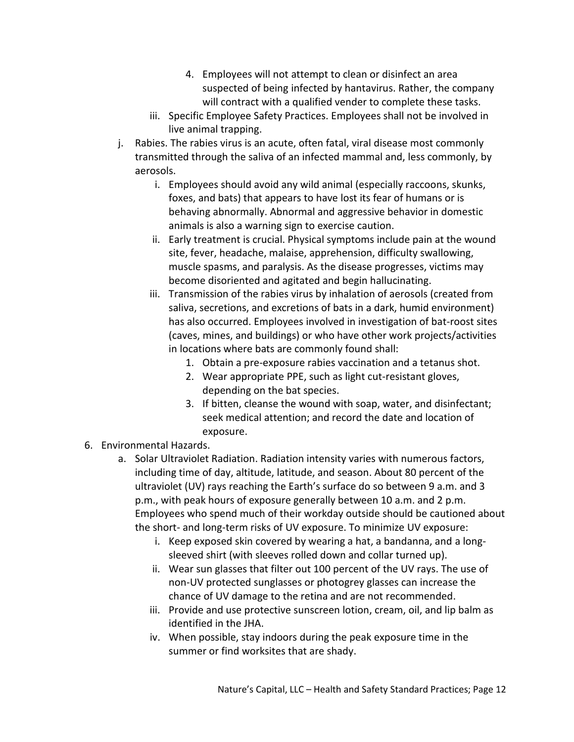4. Employees will not attempt to clean or disinfect an area suspected of being infected by hantavirus. Rather, the company will contract with a qualified vender to complete these tasks.

iii. Specific Employee Safety Practices. Employees shall not be involved in live animal trapping.

j. Rabies. The rabies virus is an acute, often fatal, viral disease most commonly transmitted through the saliva of an infected mammal and, less commonly, by aerosols.

i. Employees should avoid any wild animal (especially raccoons, skunks, foxes, and bats) that appears to have lost its fear of humans or is behaving abnormally. Abnormal and aggressive behavior in domestic animals is also a warning sign to exercise caution.

ii. Early treatment is crucial. Physical symptoms include pain at the wound site, fever, headache, malaise, apprehension, difficulty swallowing, muscle spasms, and paralysis. As the disease progresses, victims may become disoriented and agitated and begin hallucinating.

iii. Transmission of the rabies virus by inhalation of aerosols (created from saliva, secretions, and excretions of bats in a dark, humid environment) has also occurred. Employees involved in investigation of bat-roost sites (caves, mines, and buildings) or who have other work projects/activities in locations where bats are commonly found shall:

1. Obtain a pre-exposure rabies vaccination and a tetanus shot.
2. Wear appropriate PPE, such as light cut-resistant gloves, depending on the bat species.
3. If bitten, cleanse the wound with soap, water, and disinfectant; seek medical attention; and record the date and location of exposure.

6. Environmental Hazards.

a. Solar Ultraviolet Radiation. Radiation intensity varies with numerous factors, including time of day, altitude, latitude, and season. About 80 percent of the ultraviolet (UV) rays reaching the Earth's surface do so between 9 a.m. and 3 p.m., with peak hours of exposure generally between 10 a.m. and 2 p.m. Employees who spend much of their workday outside should be cautioned about the short- and long-term risks of UV exposure. To minimize UV exposure:

i. Keep exposed skin covered by wearing a hat, a bandanna, and a long-sleeved shirt (with sleeves rolled down and collar turned up).

ii. Wear sun glasses that filter out 100 percent of the UV rays. The use of non-UV protected sunglasses or photogrey glasses can increase the chance of UV damage to the retina and are not recommended.

iii. Provide and use protective sunscreen lotion, cream, oil, and lip balm as identified in the JHA.

iv. When possible, stay indoors during the peak exposure time in the summer or find worksites that are shady.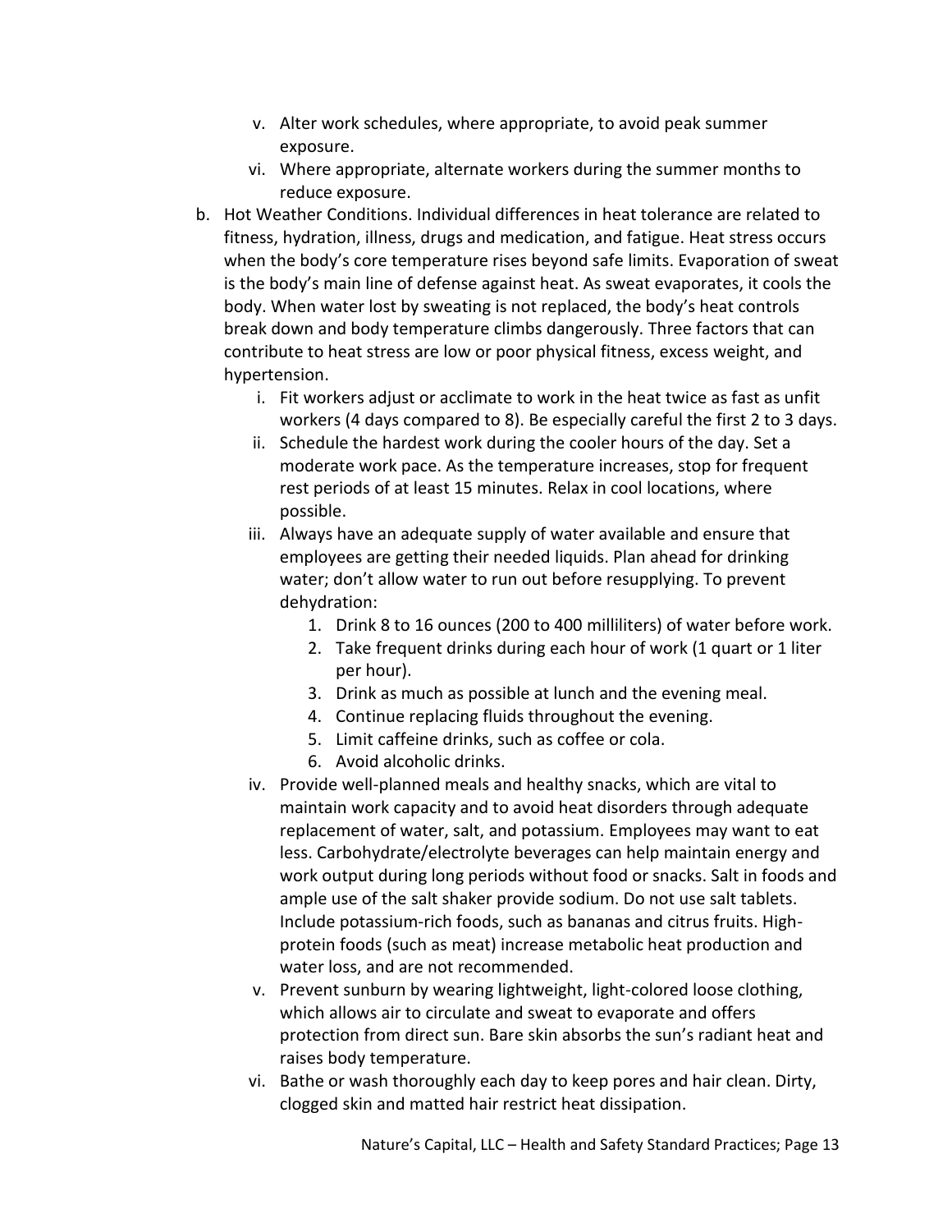v. Alter work schedules, where appropriate, to avoid peak summer exposure.
vi. Where appropriate, alternate workers during the summer months to reduce exposure.

b. Hot Weather Conditions. Individual differences in heat tolerance are related to fitness, hydration, illness, drugs and medication, and fatigue. Heat stress occurs when the body's core temperature rises beyond safe limits. Evaporation of sweat is the body's main line of defense against heat. As sweat evaporates, it cools the body. When water lost by sweating is not replaced, the body's heat controls break down and body temperature climbs dangerously. Three factors that can contribute to heat stress are low or poor physical fitness, excess weight, and hypertension.

   i. Fit workers adjust or acclimate to work in the heat twice as fast as unfit workers (4 days compared to 8). Be especially careful the first 2 to 3 days.
   ii. Schedule the hardest work during the cooler hours of the day. Set a moderate work pace. As the temperature increases, stop for frequent rest periods of at least 15 minutes. Relax in cool locations, where possible.
   iii. Always have an adequate supply of water available and ensure that employees are getting their needed liquids. Plan ahead for drinking water; don't allow water to run out before resupplying. To prevent dehydration:
      1. Drink 8 to 16 ounces (200 to 400 milliliters) of water before work.
      2. Take frequent drinks during each hour of work (1 quart or 1 liter per hour).
      3. Drink as much as possible at lunch and the evening meal.
      4. Continue replacing fluids throughout the evening.
      5. Limit caffeine drinks, such as coffee or cola.
      6. Avoid alcoholic drinks.
   iv. Provide well-planned meals and healthy snacks, which are vital to maintain work capacity and to avoid heat disorders through adequate replacement of water, salt, and potassium. Employees may want to eat less. Carbohydrate/electrolyte beverages can help maintain energy and work output during long periods without food or snacks. Salt in foods and ample use of the salt shaker provide sodium. Do not use salt tablets. Include potassium-rich foods, such as bananas and citrus fruits. High-protein foods (such as meat) increase metabolic heat production and water loss, and are not recommended.
   v. Prevent sunburn by wearing lightweight, light-colored loose clothing, which allows air to circulate and sweat to evaporate and offers protection from direct sun. Bare skin absorbs the sun's radiant heat and raises body temperature.
   vi. Bathe or wash thoroughly each day to keep pores and hair clean. Dirty, clogged skin and matted hair restrict heat dissipation.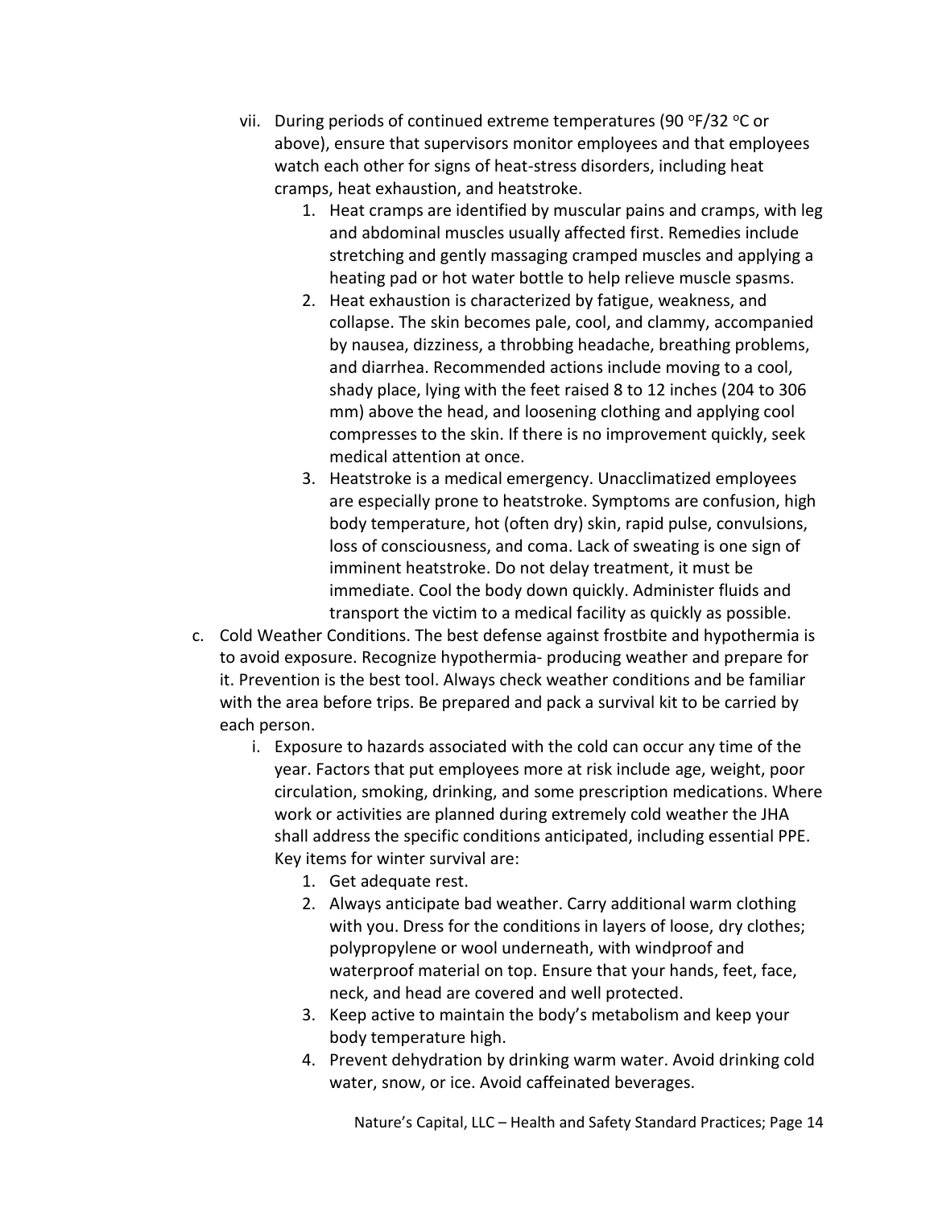vii. During periods of continued extreme temperatures (90 °F/32 °C or above), ensure that supervisors monitor employees and that employees watch each other for signs of heat-stress disorders, including heat cramps, heat exhaustion, and heatstroke.

1. Heat cramps are identified by muscular pains and cramps, with leg and abdominal muscles usually affected first. Remedies include stretching and gently massaging cramped muscles and applying a heating pad or hot water bottle to help relieve muscle spasms.
2. Heat exhaustion is characterized by fatigue, weakness, and collapse. The skin becomes pale, cool, and clammy, accompanied by nausea, dizziness, a throbbing headache, breathing problems, and diarrhea. Recommended actions include moving to a cool, shady place, lying with the feet raised 8 to 12 inches (204 to 306 mm) above the head, and loosening clothing and applying cool compresses to the skin. If there is no improvement quickly, seek medical attention at once.
3. Heatstroke is a medical emergency. Unacclimatized employees are especially prone to heatstroke. Symptoms are confusion, high body temperature, hot (often dry) skin, rapid pulse, convulsions, loss of consciousness, and coma. Lack of sweating is one sign of imminent heatstroke. Do not delay treatment, it must be immediate. Cool the body down quickly. Administer fluids and transport the victim to a medical facility as quickly as possible.

c. Cold Weather Conditions. The best defense against frostbite and hypothermia is to avoid exposure. Recognize hypothermia- producing weather and prepare for it. Prevention is the best tool. Always check weather conditions and be familiar with the area before trips. Be prepared and pack a survival kit to be carried by each person.

i. Exposure to hazards associated with the cold can occur any time of the year. Factors that put employees more at risk include age, weight, poor circulation, smoking, drinking, and some prescription medications. Where work or activities are planned during extremely cold weather the JHA shall address the specific conditions anticipated, including essential PPE. Key items for winter survival are:

1. Get adequate rest.
2. Always anticipate bad weather. Carry additional warm clothing with you. Dress for the conditions in layers of loose, dry clothes; polypropylene or wool underneath, with windproof and waterproof material on top. Ensure that your hands, feet, face, neck, and head are covered and well protected.
3. Keep active to maintain the body's metabolism and keep your body temperature high.
4. Prevent dehydration by drinking warm water. Avoid drinking cold water, snow, or ice. Avoid caffeinated beverages.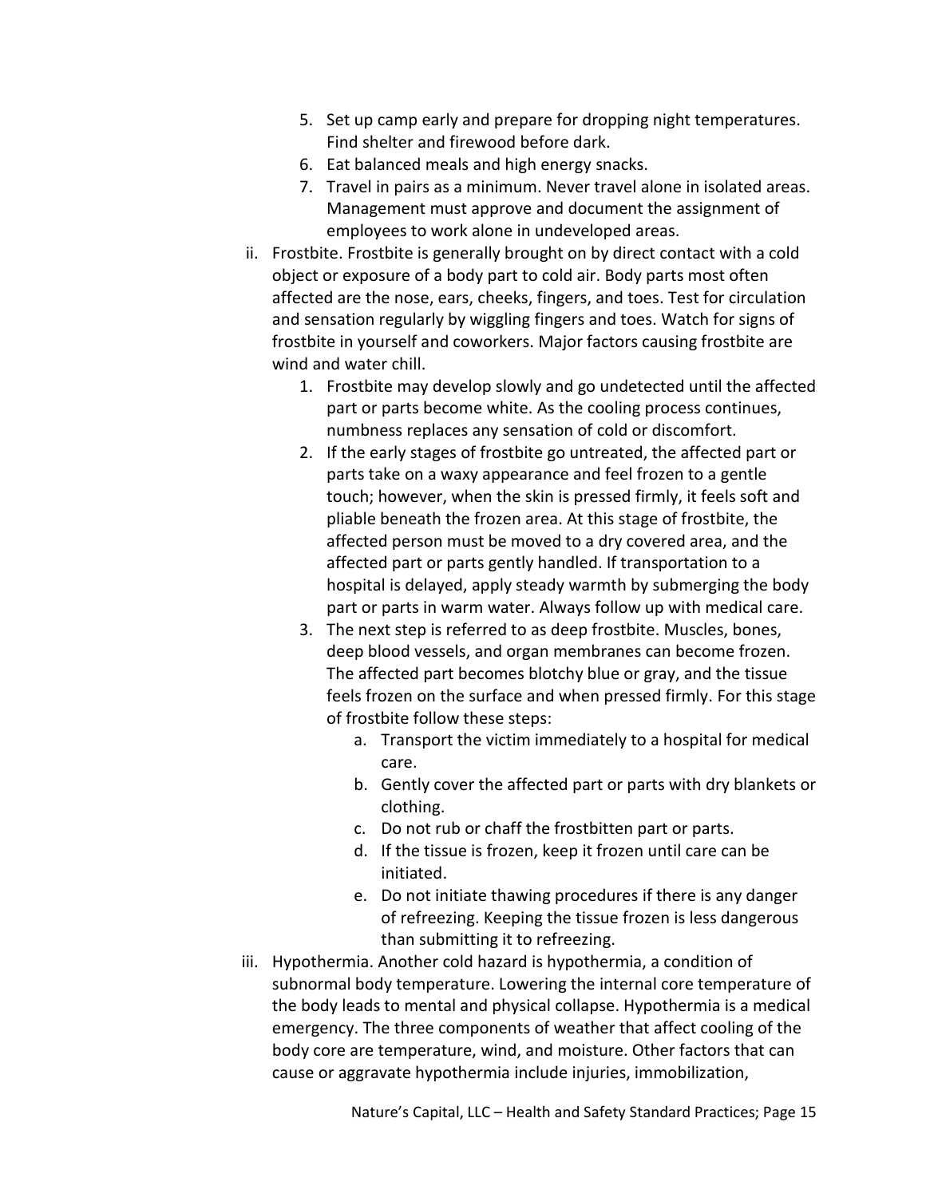5. Set up camp early and prepare for dropping night temperatures. Find shelter and firewood before dark.
6. Eat balanced meals and high energy snacks.
7. Travel in pairs as a minimum. Never travel alone in isolated areas. Management must approve and document the assignment of employees to work alone in undeveloped areas.

ii. Frostbite. Frostbite is generally brought on by direct contact with a cold object or exposure of a body part to cold air. Body parts most often affected are the nose, ears, cheeks, fingers, and toes. Test for circulation and sensation regularly by wiggling fingers and toes. Watch for signs of frostbite in yourself and coworkers. Major factors causing frostbite are wind and water chill.

1. Frostbite may develop slowly and go undetected until the affected part or parts become white. As the cooling process continues, numbness replaces any sensation of cold or discomfort.
2. If the early stages of frostbite go untreated, the affected part or parts take on a waxy appearance and feel frozen to a gentle touch; however, when the skin is pressed firmly, it feels soft and pliable beneath the frozen area. At this stage of frostbite, the affected person must be moved to a dry covered area, and the affected part or parts gently handled. If transportation to a hospital is delayed, apply steady warmth by submerging the body part or parts in warm water. Always follow up with medical care.
3. The next step is referred to as deep frostbite. Muscles, bones, deep blood vessels, and organ membranes can become frozen. The affected part becomes blotchy blue or gray, and the tissue feels frozen on the surface and when pressed firmly. For this stage of frostbite follow these steps:
    a. Transport the victim immediately to a hospital for medical care.
    b. Gently cover the affected part or parts with dry blankets or clothing.
    c. Do not rub or chaff the frostbitten part or parts.
    d. If the tissue is frozen, keep it frozen until care can be initiated.
    e. Do not initiate thawing procedures if there is any danger of refreezing. Keeping the tissue frozen is less dangerous than submitting it to refreezing.

iii. Hypothermia. Another cold hazard is hypothermia, a condition of subnormal body temperature. Lowering the internal core temperature of the body leads to mental and physical collapse. Hypothermia is a medical emergency. The three components of weather that affect cooling of the body core are temperature, wind, and moisture. Other factors that can cause or aggravate hypothermia include injuries, immobilization,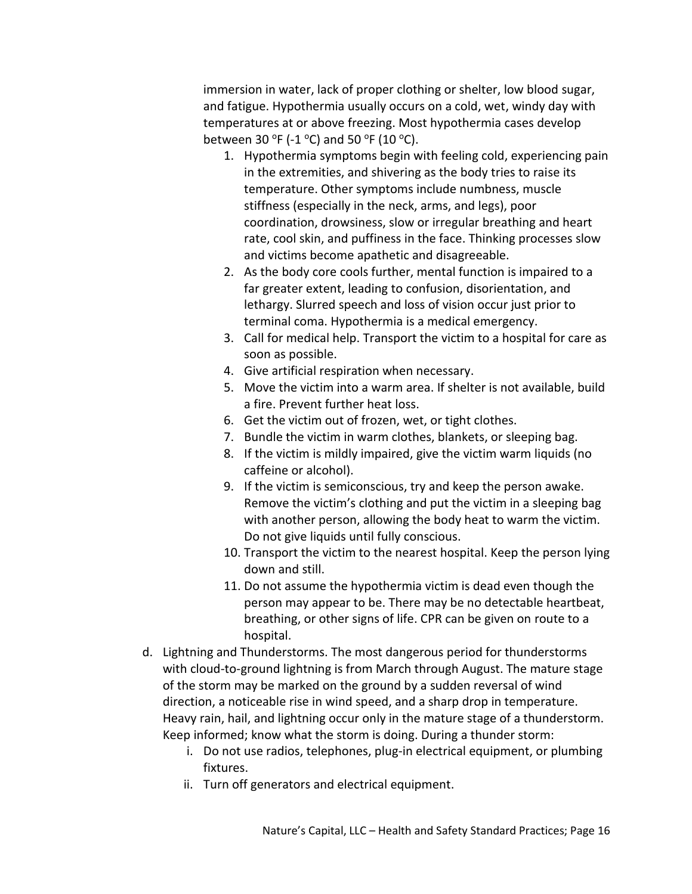immersion in water, lack of proper clothing or shelter, low blood sugar, and fatigue. Hypothermia usually occurs on a cold, wet, windy day with temperatures at or above freezing. Most hypothermia cases develop between 30 $^{o}$F (-1 $^{o}$C) and 50 $^{o}$F (10 $^{o}$C).

1. Hypothermia symptoms begin with feeling cold, experiencing pain in the extremities, and shivering as the body tries to raise its temperature. Other symptoms include numbness, muscle stiffness (especially in the neck, arms, and legs), poor coordination, drowsiness, slow or irregular breathing and heart rate, cool skin, and puffiness in the face. Thinking processes slow and victims become apathetic and disagreeable.
2. As the body core cools further, mental function is impaired to a far greater extent, leading to confusion, disorientation, and lethargy. Slurred speech and loss of vision occur just prior to terminal coma. Hypothermia is a medical emergency.
3. Call for medical help. Transport the victim to a hospital for care as soon as possible.
4. Give artificial respiration when necessary.
5. Move the victim into a warm area. If shelter is not available, build a fire. Prevent further heat loss.
6. Get the victim out of frozen, wet, or tight clothes.
7. Bundle the victim in warm clothes, blankets, or sleeping bag.
8. If the victim is mildly impaired, give the victim warm liquids (no caffeine or alcohol).
9. If the victim is semiconscious, try and keep the person awake. Remove the victim's clothing and put the victim in a sleeping bag with another person, allowing the body heat to warm the victim. Do not give liquids until fully conscious.
10. Transport the victim to the nearest hospital. Keep the person lying down and still.
11. Do not assume the hypothermia victim is dead even though the person may appear to be. There may be no detectable heartbeat, breathing, or other signs of life. CPR can be given on route to a hospital.

d. Lightning and Thunderstorms. The most dangerous period for thunderstorms with cloud-to-ground lightning is from March through August. The mature stage of the storm may be marked on the ground by a sudden reversal of wind direction, a noticeable rise in wind speed, and a sharp drop in temperature. Heavy rain, hail, and lightning occur only in the mature stage of a thunderstorm. Keep informed; know what the storm is doing. During a thunder storm:

   i. Do not use radios, telephones, plug-in electrical equipment, or plumbing fixtures.
   ii. Turn off generators and electrical equipment.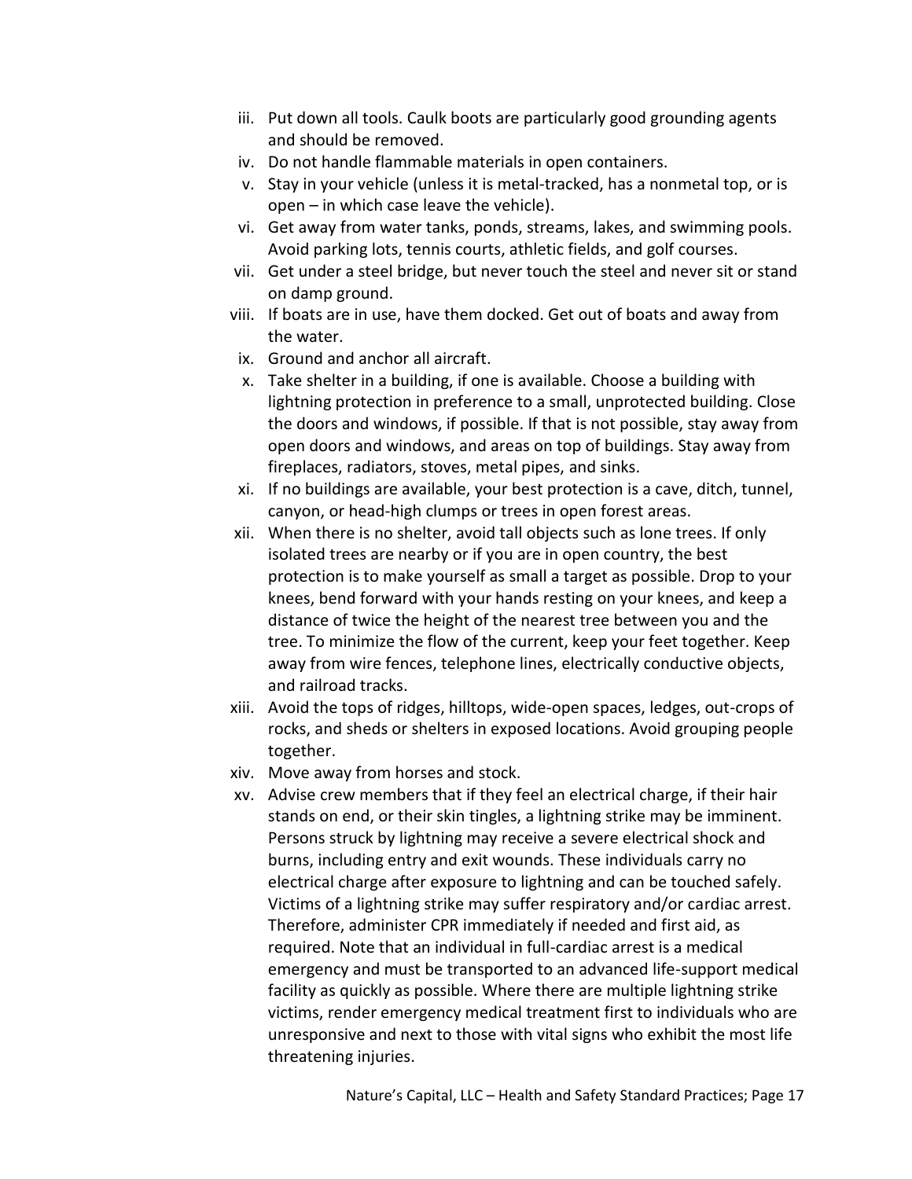iii. Put down all tools. Caulk boots are particularly good grounding agents and should be removed.
iv. Do not handle flammable materials in open containers.
v. Stay in your vehicle (unless it is metal-tracked, has a nonmetal top, or is open – in which case leave the vehicle).
vi. Get away from water tanks, ponds, streams, lakes, and swimming pools. Avoid parking lots, tennis courts, athletic fields, and golf courses.
vii. Get under a steel bridge, but never touch the steel and never sit or stand on damp ground.
viii. If boats are in use, have them docked. Get out of boats and away from the water.
ix. Ground and anchor all aircraft.
x. Take shelter in a building, if one is available. Choose a building with lightning protection in preference to a small, unprotected building. Close the doors and windows, if possible. If that is not possible, stay away from open doors and windows, and areas on top of buildings. Stay away from fireplaces, radiators, stoves, metal pipes, and sinks.
xi. If no buildings are available, your best protection is a cave, ditch, tunnel, canyon, or head-high clumps or trees in open forest areas.
xii. When there is no shelter, avoid tall objects such as lone trees. If only isolated trees are nearby or if you are in open country, the best protection is to make yourself as small a target as possible. Drop to your knees, bend forward with your hands resting on your knees, and keep a distance of twice the height of the nearest tree between you and the tree. To minimize the flow of the current, keep your feet together. Keep away from wire fences, telephone lines, electrically conductive objects, and railroad tracks.
xiii. Avoid the tops of ridges, hilltops, wide-open spaces, ledges, out-crops of rocks, and sheds or shelters in exposed locations. Avoid grouping people together.
xiv. Move away from horses and stock.
xv. Advise crew members that if they feel an electrical charge, if their hair stands on end, or their skin tingles, a lightning strike may be imminent. Persons struck by lightning may receive a severe electrical shock and burns, including entry and exit wounds. These individuals carry no electrical charge after exposure to lightning and can be touched safely. Victims of a lightning strike may suffer respiratory and/or cardiac arrest. Therefore, administer CPR immediately if needed and first aid, as required. Note that an individual in full-cardiac arrest is a medical emergency and must be transported to an advanced life-support medical facility as quickly as possible. Where there are multiple lightning strike victims, render emergency medical treatment first to individuals who are unresponsive and next to those with vital signs who exhibit the most life threatening injuries.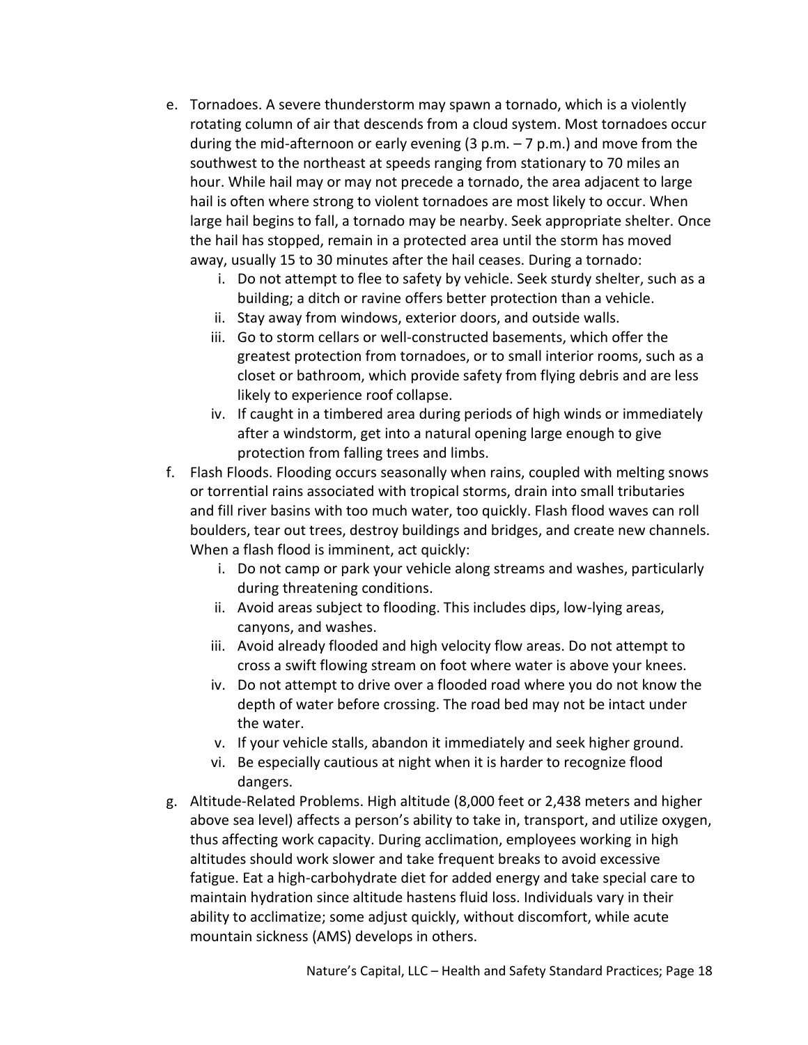e. Tornadoes. A severe thunderstorm may spawn a tornado, which is a violently rotating column of air that descends from a cloud system. Most tornadoes occur during the mid-afternoon or early evening (3 p.m. – 7 p.m.) and move from the southwest to the northeast at speeds ranging from stationary to 70 miles an hour. While hail may or may not precede a tornado, the area adjacent to large hail is often where strong to violent tornadoes are most likely to occur. When large hail begins to fall, a tornado may be nearby. Seek appropriate shelter. Once the hail has stopped, remain in a protected area until the storm has moved away, usually 15 to 30 minutes after the hail ceases. During a tornado:
   i. Do not attempt to flee to safety by vehicle. Seek sturdy shelter, such as a building; a ditch or ravine offers better protection than a vehicle.
   ii. Stay away from windows, exterior doors, and outside walls.
   iii. Go to storm cellars or well-constructed basements, which offer the greatest protection from tornadoes, or to small interior rooms, such as a closet or bathroom, which provide safety from flying debris and are less likely to experience roof collapse.
   iv. If caught in a timbered area during periods of high winds or immediately after a windstorm, get into a natural opening large enough to give protection from falling trees and limbs.

f. Flash Floods. Flooding occurs seasonally when rains, coupled with melting snows or torrential rains associated with tropical storms, drain into small tributaries and fill river basins with too much water, too quickly. Flash flood waves can roll boulders, tear out trees, destroy buildings and bridges, and create new channels. When a flash flood is imminent, act quickly:
   i. Do not camp or park your vehicle along streams and washes, particularly during threatening conditions.
   ii. Avoid areas subject to flooding. This includes dips, low-lying areas, canyons, and washes.
   iii. Avoid already flooded and high velocity flow areas. Do not attempt to cross a swift flowing stream on foot where water is above your knees.
   iv. Do not attempt to drive over a flooded road where you do not know the depth of water before crossing. The road bed may not be intact under the water.
   v. If your vehicle stalls, abandon it immediately and seek higher ground.
   vi. Be especially cautious at night when it is harder to recognize flood dangers.

g. Altitude-Related Problems. High altitude (8,000 feet or 2,438 meters and higher above sea level) affects a person's ability to take in, transport, and utilize oxygen, thus affecting work capacity. During acclimation, employees working in high altitudes should work slower and take frequent breaks to avoid excessive fatigue. Eat a high-carbohydrate diet for added energy and take special care to maintain hydration since altitude hastens fluid loss. Individuals vary in their ability to acclimatize; some adjust quickly, without discomfort, while acute mountain sickness (AMS) develops in others.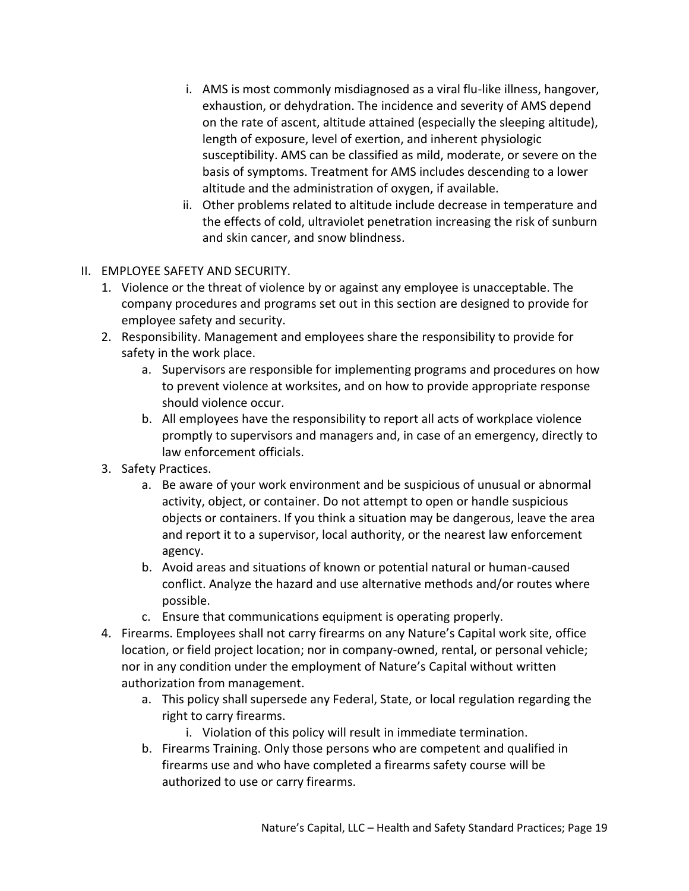i. AMS is most commonly misdiagnosed as a viral flu-like illness, hangover, exhaustion, or dehydration. The incidence and severity of AMS depend on the rate of ascent, altitude attained (especially the sleeping altitude), length of exposure, level of exertion, and inherent physiologic susceptibility. AMS can be classified as mild, moderate, or severe on the basis of symptoms. Treatment for AMS includes descending to a lower altitude and the administration of oxygen, if available.
   ii. Other problems related to altitude include decrease in temperature and the effects of cold, ultraviolet penetration increasing the risk of sunburn and skin cancer, and snow blindness.

II. EMPLOYEE SAFETY AND SECURITY.

1. Violence or the threat of violence by or against any employee is unacceptable. The company procedures and programs set out in this section are designed to provide for employee safety and security.
2. Responsibility. Management and employees share the responsibility to provide for safety in the work place.
   a. Supervisors are responsible for implementing programs and procedures on how to prevent violence at worksites, and on how to provide appropriate response should violence occur.
   b. All employees have the responsibility to report all acts of workplace violence promptly to supervisors and managers and, in case of an emergency, directly to law enforcement officials.
3. Safety Practices.
   a. Be aware of your work environment and be suspicious of unusual or abnormal activity, object, or container. Do not attempt to open or handle suspicious objects or containers. If you think a situation may be dangerous, leave the area and report it to a supervisor, local authority, or the nearest law enforcement agency.
   b. Avoid areas and situations of known or potential natural or human-caused conflict. Analyze the hazard and use alternative methods and/or routes where possible.
   c. Ensure that communications equipment is operating properly.
4. Firearms. Employees shall not carry firearms on any Nature's Capital work site, office location, or field project location; nor in company-owned, rental, or personal vehicle; nor in any condition under the employment of Nature's Capital without written authorization from management.
   a. This policy shall supersede any Federal, State, or local regulation regarding the right to carry firearms.
      i. Violation of this policy will result in immediate termination.
   b. Firearms Training. Only those persons who are competent and qualified in firearms use and who have completed a firearms safety course will be authorized to use or carry firearms.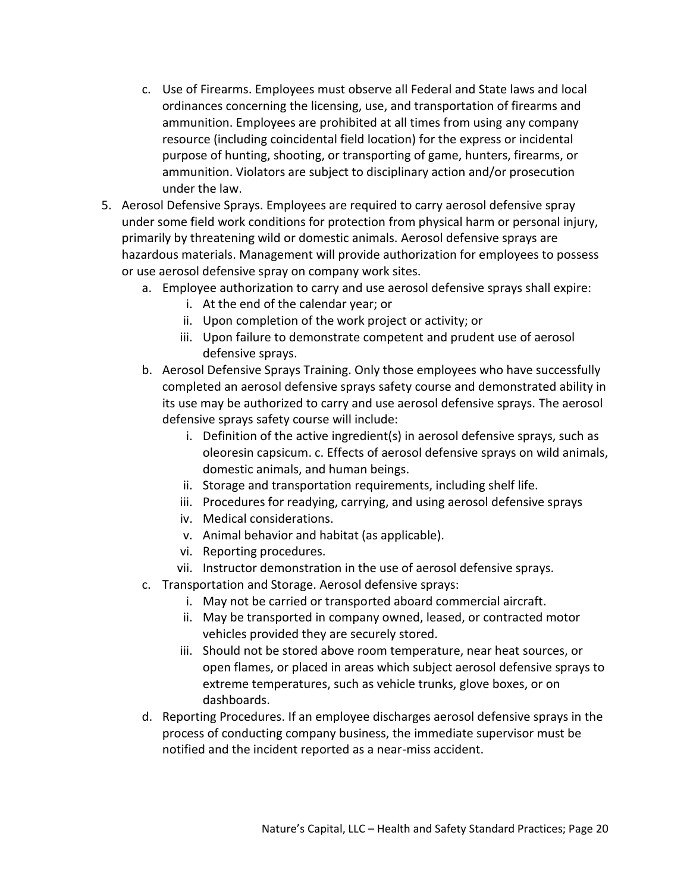c. Use of Firearms. Employees must observe all Federal and State laws and local ordinances concerning the licensing, use, and transportation of firearms and ammunition. Employees are prohibited at all times from using any company resource (including coincidental field location) for the express or incidental purpose of hunting, shooting, or transporting of game, hunters, firearms, or ammunition. Violators are subject to disciplinary action and/or prosecution under the law.

5. Aerosol Defensive Sprays. Employees are required to carry aerosol defensive spray under some field work conditions for protection from physical harm or personal injury, primarily by threatening wild or domestic animals. Aerosol defensive sprays are hazardous materials. Management will provide authorization for employees to possess or use aerosol defensive spray on company work sites.
   a. Employee authorization to carry and use aerosol defensive sprays shall expire:
      i. At the end of the calendar year; or
      ii. Upon completion of the work project or activity; or
      iii. Upon failure to demonstrate competent and prudent use of aerosol defensive sprays.
   b. Aerosol Defensive Sprays Training. Only those employees who have successfully completed an aerosol defensive sprays safety course and demonstrated ability in its use may be authorized to carry and use aerosol defensive sprays. The aerosol defensive sprays safety course will include:
      i. Definition of the active ingredient(s) in aerosol defensive sprays, such as oleoresin capsicum. c. Effects of aerosol defensive sprays on wild animals, domestic animals, and human beings.
      ii. Storage and transportation requirements, including shelf life.
      iii. Procedures for readying, carrying, and using aerosol defensive sprays
      iv. Medical considerations.
      v. Animal behavior and habitat (as applicable).
      vi. Reporting procedures.
      vii. Instructor demonstration in the use of aerosol defensive sprays.
   c. Transportation and Storage. Aerosol defensive sprays:
      i. May not be carried or transported aboard commercial aircraft.
      ii. May be transported in company owned, leased, or contracted motor vehicles provided they are securely stored.
      iii. Should not be stored above room temperature, near heat sources, or open flames, or placed in areas which subject aerosol defensive sprays to extreme temperatures, such as vehicle trunks, glove boxes, or on dashboards.
   d. Reporting Procedures. If an employee discharges aerosol defensive sprays in the process of conducting company business, the immediate supervisor must be notified and the incident reported as a near-miss accident.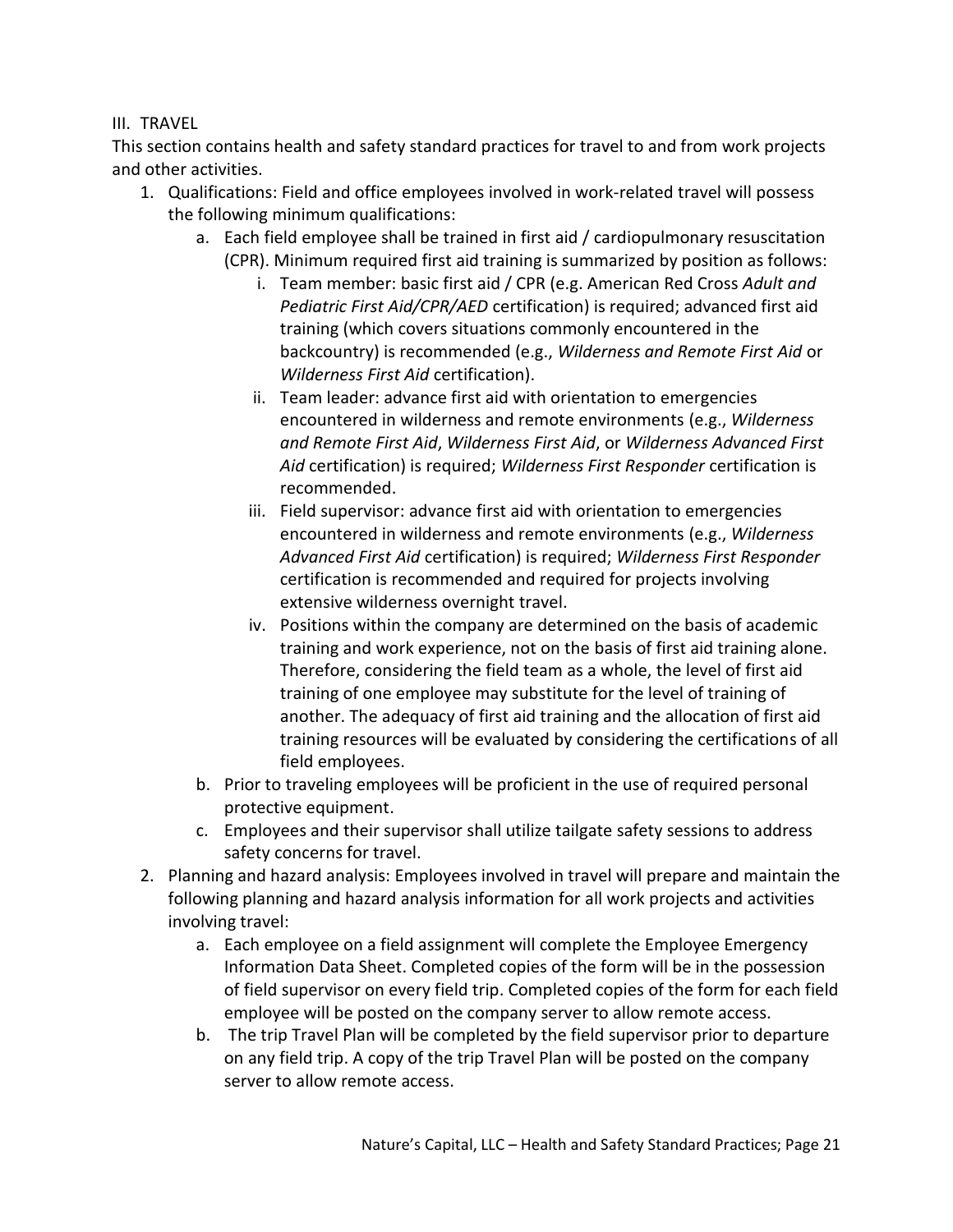## III. TRAVEL

This section contains health and safety standard practices for travel to and from work projects and other activities.

1. Qualifications: Field and office employees involved in work-related travel will possess the following minimum qualifications:
    a. Each field employee shall be trained in first aid / cardiopulmonary resuscitation (CPR). Minimum required first aid training is summarized by position as follows:
        i. Team member: basic first aid / CPR (e.g. American Red Cross *Adult and Pediatric First Aid/CPR/AED* certification) is required; advanced first aid training (which covers situations commonly encountered in the backcountry) is recommended (e.g., *Wilderness and Remote First Aid* or *Wilderness First Aid* certification).
        ii. Team leader: advance first aid with orientation to emergencies encountered in wilderness and remote environments (e.g., *Wilderness and Remote First Aid*, *Wilderness First Aid*, or *Wilderness Advanced First Aid* certification) is required; *Wilderness First Responder* certification is recommended.
        iii. Field supervisor: advance first aid with orientation to emergencies encountered in wilderness and remote environments (e.g., *Wilderness Advanced First Aid* certification) is required; *Wilderness First Responder* certification is recommended and required for projects involving extensive wilderness overnight travel.
        iv. Positions within the company are determined on the basis of academic training and work experience, not on the basis of first aid training alone. Therefore, considering the field team as a whole, the level of first aid training of one employee may substitute for the level of training of another. The adequacy of first aid training and the allocation of first aid training resources will be evaluated by considering the certifications of all field employees.
    b. Prior to traveling employees will be proficient in the use of required personal protective equipment.
    c. Employees and their supervisor shall utilize tailgate safety sessions to address safety concerns for travel.
2. Planning and hazard analysis: Employees involved in travel will prepare and maintain the following planning and hazard analysis information for all work projects and activities involving travel:
    a. Each employee on a field assignment will complete the Employee Emergency Information Data Sheet. Completed copies of the form will be in the possession of field supervisor on every field trip. Completed copies of the form for each field employee will be posted on the company server to allow remote access.
    b. The trip Travel Plan will be completed by the field supervisor prior to departure on any field trip. A copy of the trip Travel Plan will be posted on the company server to allow remote access.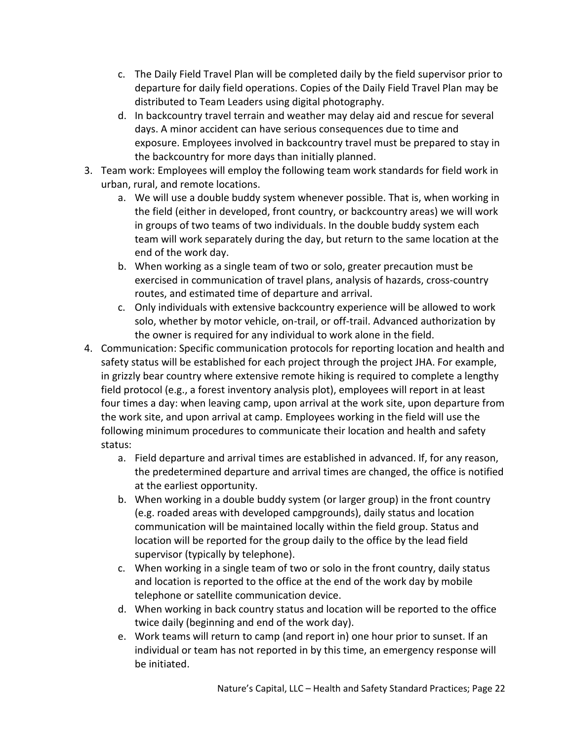c. The Daily Field Travel Plan will be completed daily by the field supervisor prior to departure for daily field operations. Copies of the Daily Field Travel Plan may be distributed to Team Leaders using digital photography.
   d. In backcountry travel terrain and weather may delay aid and rescue for several days. A minor accident can have serious consequences due to time and exposure. Employees involved in backcountry travel must be prepared to stay in the backcountry for more days than initially planned.

3. Team work: Employees will employ the following team work standards for field work in urban, rural, and remote locations.
   a. We will use a double buddy system whenever possible. That is, when working in the field (either in developed, front country, or backcountry areas) we will work in groups of two teams of two individuals. In the double buddy system each team will work separately during the day, but return to the same location at the end of the work day.
   b. When working as a single team of two or solo, greater precaution must be exercised in communication of travel plans, analysis of hazards, cross-country routes, and estimated time of departure and arrival.
   c. Only individuals with extensive backcountry experience will be allowed to work solo, whether by motor vehicle, on-trail, or off-trail. Advanced authorization by the owner is required for any individual to work alone in the field.

4. Communication: Specific communication protocols for reporting location and health and safety status will be established for each project through the project JHA. For example, in grizzly bear country where extensive remote hiking is required to complete a lengthy field protocol (e.g., a forest inventory analysis plot), employees will report in at least four times a day: when leaving camp, upon arrival at the work site, upon departure from the work site, and upon arrival at camp. Employees working in the field will use the following minimum procedures to communicate their location and health and safety status:
   a. Field departure and arrival times are established in advanced. If, for any reason, the predetermined departure and arrival times are changed, the office is notified at the earliest opportunity.
   b. When working in a double buddy system (or larger group) in the front country (e.g. roaded areas with developed campgrounds), daily status and location communication will be maintained locally within the field group. Status and location will be reported for the group daily to the office by the lead field supervisor (typically by telephone).
   c. When working in a single team of two or solo in the front country, daily status and location is reported to the office at the end of the work day by mobile telephone or satellite communication device.
   d. When working in back country status and location will be reported to the office twice daily (beginning and end of the work day).
   e. Work teams will return to camp (and report in) one hour prior to sunset. If an individual or team has not reported in by this time, an emergency response will be initiated.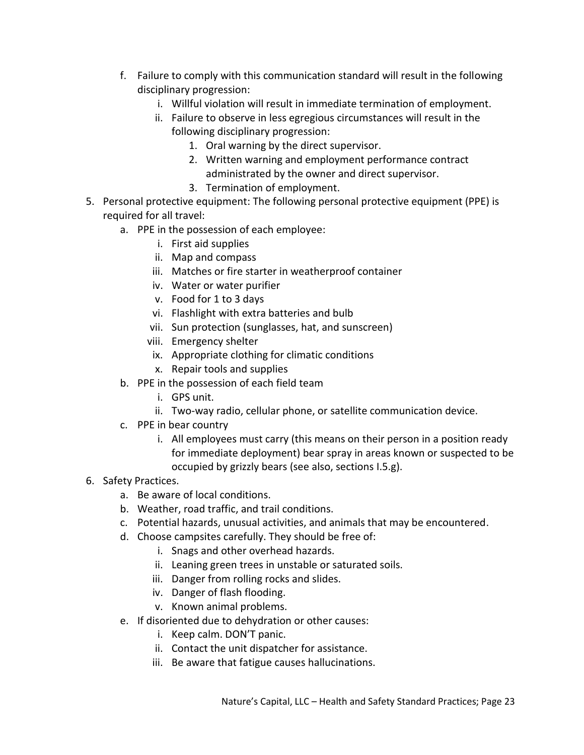f. Failure to comply with this communication standard will result in the following disciplinary progression:
   i. Willful violation will result in immediate termination of employment.
   ii. Failure to observe in less egregious circumstances will result in the following disciplinary progression:
      1. Oral warning by the direct supervisor.
      2. Written warning and employment performance contract administrated by the owner and direct supervisor.
      3. Termination of employment.

5. Personal protective equipment: The following personal protective equipment (PPE) is required for all travel:
   a. PPE in the possession of each employee:
      i. First aid supplies
      ii. Map and compass
      iii. Matches or fire starter in weatherproof container
      iv. Water or water purifier
      v. Food for 1 to 3 days
      vi. Flashlight with extra batteries and bulb
      vii. Sun protection (sunglasses, hat, and sunscreen)
      viii. Emergency shelter
      ix. Appropriate clothing for climatic conditions
      x. Repair tools and supplies
   b. PPE in the possession of each field team
      i. GPS unit.
      ii. Two-way radio, cellular phone, or satellite communication device.
   c. PPE in bear country
      i. All employees must carry (this means on their person in a position ready for immediate deployment) bear spray in areas known or suspected to be occupied by grizzly bears (see also, sections I.5.g).

6. Safety Practices.
   a. Be aware of local conditions.
   b. Weather, road traffic, and trail conditions.
   c. Potential hazards, unusual activities, and animals that may be encountered.
   d. Choose campsites carefully. They should be free of:
      i. Snags and other overhead hazards.
      ii. Leaning green trees in unstable or saturated soils.
      iii. Danger from rolling rocks and slides.
      iv. Danger of flash flooding.
      v. Known animal problems.
   e. If disoriented due to dehydration or other causes:
      i. Keep calm. DON'T panic.
      ii. Contact the unit dispatcher for assistance.
      iii. Be aware that fatigue causes hallucinations.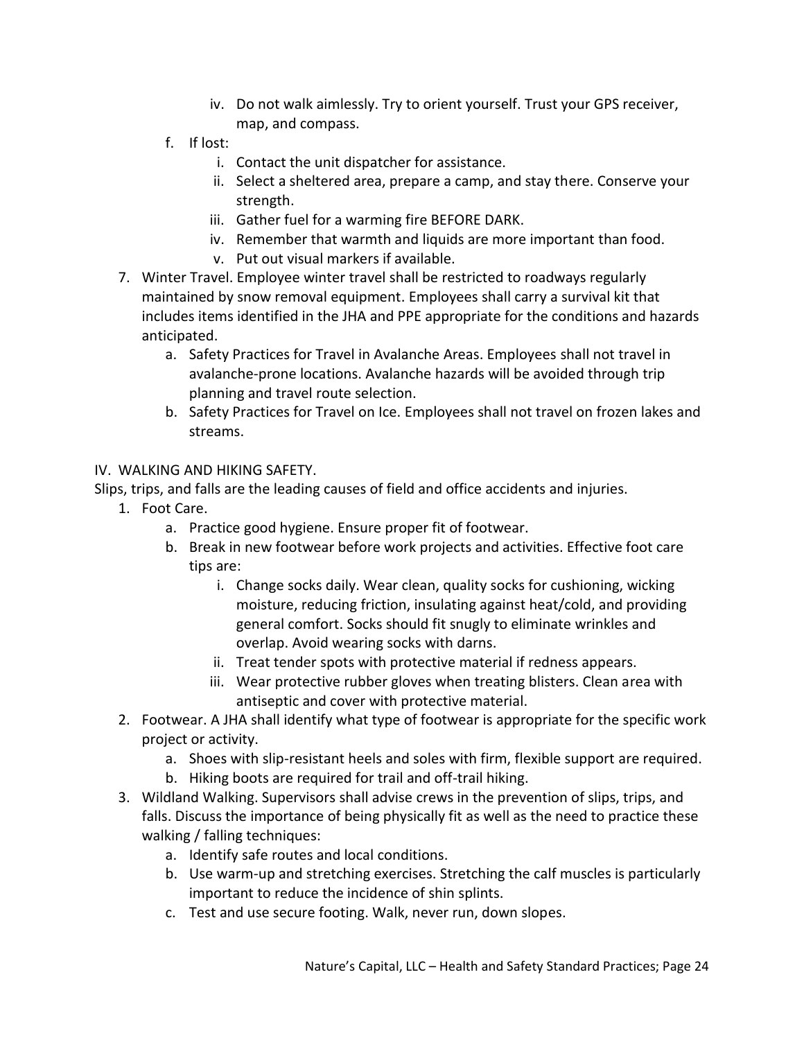iv. Do not walk aimlessly. Try to orient yourself. Trust your GPS receiver, map, and compass.

  f. If lost:
    i. Contact the unit dispatcher for assistance.
    ii. Select a sheltered area, prepare a camp, and stay there. Conserve your strength.
    iii. Gather fuel for a warming fire BEFORE DARK.
    iv. Remember that warmth and liquids are more important than food.
    v. Put out visual markers if available.

7. Winter Travel. Employee winter travel shall be restricted to roadways regularly maintained by snow removal equipment. Employees shall carry a survival kit that includes items identified in the JHA and PPE appropriate for the conditions and hazards anticipated.
   a. Safety Practices for Travel in Avalanche Areas. Employees shall not travel in avalanche-prone locations. Avalanche hazards will be avoided through trip planning and travel route selection.
   b. Safety Practices for Travel on Ice. Employees shall not travel on frozen lakes and streams.

## IV. WALKING AND HIKING SAFETY.

Slips, trips, and falls are the leading causes of field and office accidents and injuries.

1. Foot Care.
   a. Practice good hygiene. Ensure proper fit of footwear.
   b. Break in new footwear before work projects and activities. Effective foot care tips are:
      i. Change socks daily. Wear clean, quality socks for cushioning, wicking moisture, reducing friction, insulating against heat/cold, and providing general comfort. Socks should fit snugly to eliminate wrinkles and overlap. Avoid wearing socks with darns.
      ii. Treat tender spots with protective material if redness appears.
      iii. Wear protective rubber gloves when treating blisters. Clean area with antiseptic and cover with protective material.
2. Footwear. A JHA shall identify what type of footwear is appropriate for the specific work project or activity.
   a. Shoes with slip-resistant heels and soles with firm, flexible support are required.
   b. Hiking boots are required for trail and off-trail hiking.
3. Wildland Walking. Supervisors shall advise crews in the prevention of slips, trips, and falls. Discuss the importance of being physically fit as well as the need to practice these walking / falling techniques:
   a. Identify safe routes and local conditions.
   b. Use warm-up and stretching exercises. Stretching the calf muscles is particularly important to reduce the incidence of shin splints.
   c. Test and use secure footing. Walk, never run, down slopes.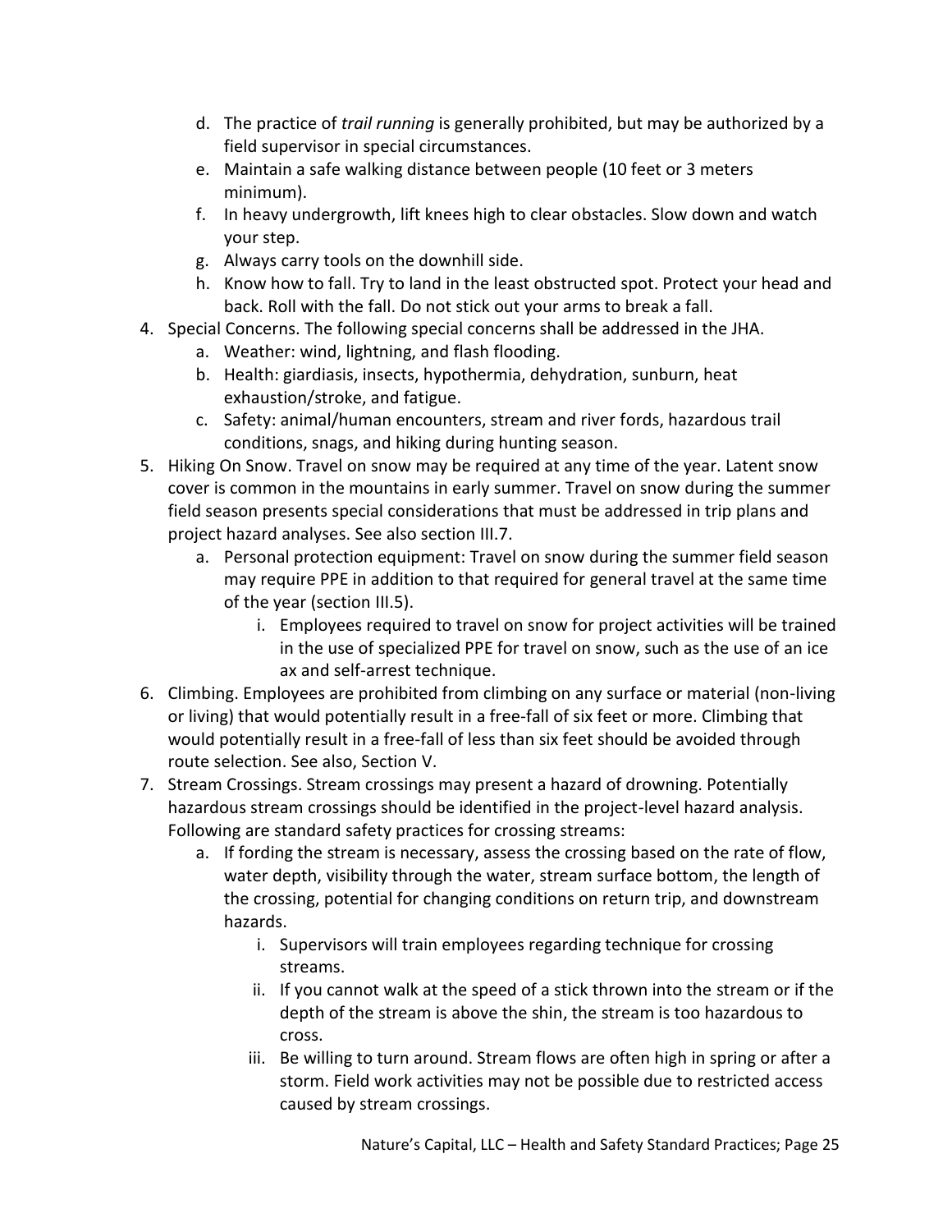d. The practice of *trail running* is generally prohibited, but may be authorized by a field supervisor in special circumstances.
   e. Maintain a safe walking distance between people (10 feet or 3 meters minimum).
   f. In heavy undergrowth, lift knees high to clear obstacles. Slow down and watch your step.
   g. Always carry tools on the downhill side.
   h. Know how to fall. Try to land in the least obstructed spot. Protect your head and back. Roll with the fall. Do not stick out your arms to break a fall.

4. Special Concerns. The following special concerns shall be addressed in the JHA.
   a. Weather: wind, lightning, and flash flooding.
   b. Health: giardiasis, insects, hypothermia, dehydration, sunburn, heat exhaustion/stroke, and fatigue.
   c. Safety: animal/human encounters, stream and river fords, hazardous trail conditions, snags, and hiking during hunting season.

5. Hiking On Snow. Travel on snow may be required at any time of the year. Latent snow cover is common in the mountains in early summer. Travel on snow during the summer field season presents special considerations that must be addressed in trip plans and project hazard analyses. See also section III.7.
   a. Personal protection equipment: Travel on snow during the summer field season may require PPE in addition to that required for general travel at the same time of the year (section III.5).
      i. Employees required to travel on snow for project activities will be trained in the use of specialized PPE for travel on snow, such as the use of an ice ax and self-arrest technique.

6. Climbing. Employees are prohibited from climbing on any surface or material (non-living or living) that would potentially result in a free-fall of six feet or more. Climbing that would potentially result in a free-fall of less than six feet should be avoided through route selection. See also, Section V.

7. Stream Crossings. Stream crossings may present a hazard of drowning. Potentially hazardous stream crossings should be identified in the project-level hazard analysis. Following are standard safety practices for crossing streams:
   a. If fording the stream is necessary, assess the crossing based on the rate of flow, water depth, visibility through the water, stream surface bottom, the length of the crossing, potential for changing conditions on return trip, and downstream hazards.
      i. Supervisors will train employees regarding technique for crossing streams.
      ii. If you cannot walk at the speed of a stick thrown into the stream or if the depth of the stream is above the shin, the stream is too hazardous to cross.
      iii. Be willing to turn around. Stream flows are often high in spring or after a storm. Field work activities may not be possible due to restricted access caused by stream crossings.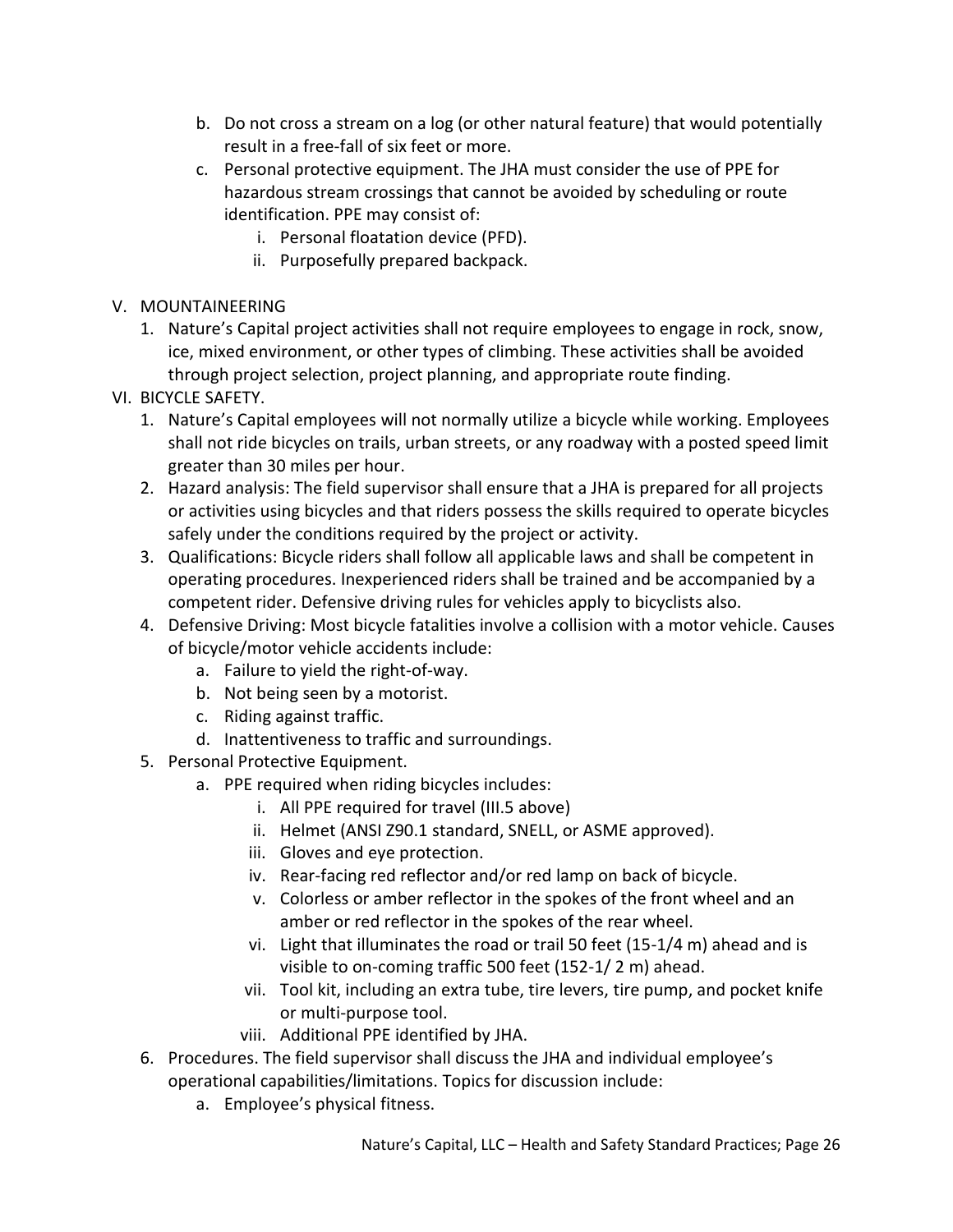b. Do not cross a stream on a log (or other natural feature) that would potentially result in a free-fall of six feet or more.

c. Personal protective equipment. The JHA must consider the use of PPE for hazardous stream crossings that cannot be avoided by scheduling or route identification. PPE may consist of:

    i. Personal floatation device (PFD).

    ii. Purposefully prepared backpack.

## V. MOUNTAINEERING

1. Nature's Capital project activities shall not require employees to engage in rock, snow, ice, mixed environment, or other types of climbing. These activities shall be avoided through project selection, project planning, and appropriate route finding.

## VI. BICYCLE SAFETY.

1. Nature's Capital employees will not normally utilize a bicycle while working. Employees shall not ride bicycles on trails, urban streets, or any roadway with a posted speed limit greater than 30 miles per hour.
2. Hazard analysis: The field supervisor shall ensure that a JHA is prepared for all projects or activities using bicycles and that riders possess the skills required to operate bicycles safely under the conditions required by the project or activity.
3. Qualifications: Bicycle riders shall follow all applicable laws and shall be competent in operating procedures. Inexperienced riders shall be trained and be accompanied by a competent rider. Defensive driving rules for vehicles apply to bicyclists also.
4. Defensive Driving: Most bicycle fatalities involve a collision with a motor vehicle. Causes of bicycle/motor vehicle accidents include:
    a. Failure to yield the right-of-way.
    b. Not being seen by a motorist.
    c. Riding against traffic.
    d. Inattentiveness to traffic and surroundings.
5. Personal Protective Equipment.
    a. PPE required when riding bicycles includes:
        i. All PPE required for travel (III.5 above)
        ii. Helmet (ANSI Z90.1 standard, SNELL, or ASME approved).
        iii. Gloves and eye protection.
        iv. Rear-facing red reflector and/or red lamp on back of bicycle.
        v. Colorless or amber reflector in the spokes of the front wheel and an amber or red reflector in the spokes of the rear wheel.
        vi. Light that illuminates the road or trail 50 feet (15-1/4 m) ahead and is visible to on-coming traffic 500 feet (152-1/ 2 m) ahead.
        vii. Tool kit, including an extra tube, tire levers, tire pump, and pocket knife or multi-purpose tool.
        viii. Additional PPE identified by JHA.
6. Procedures. The field supervisor shall discuss the JHA and individual employee's operational capabilities/limitations. Topics for discussion include:
    a. Employee's physical fitness.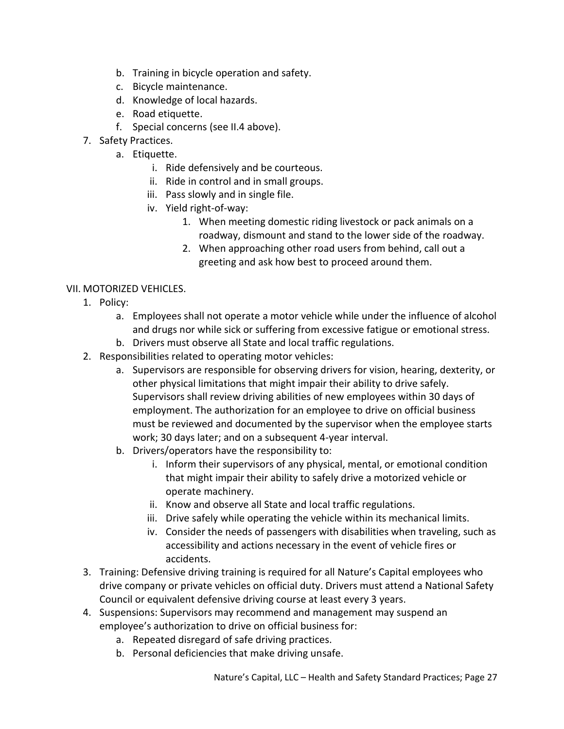b. Training in bicycle operation and safety.
   c. Bicycle maintenance.
   d. Knowledge of local hazards.
   e. Road etiquette.
   f. Special concerns (see II.4 above).
7. Safety Practices.
   a. Etiquette.
      i. Ride defensively and be courteous.
      ii. Ride in control and in small groups.
      iii. Pass slowly and in single file.
      iv. Yield right-of-way:
         1. When meeting domestic riding livestock or pack animals on a roadway, dismount and stand to the lower side of the roadway.
         2. When approaching other road users from behind, call out a greeting and ask how best to proceed around them.

VII. MOTORIZED VEHICLES.

1. Policy:
   a. Employees shall not operate a motor vehicle while under the influence of alcohol and drugs nor while sick or suffering from excessive fatigue or emotional stress.
   b. Drivers must observe all State and local traffic regulations.
2. Responsibilities related to operating motor vehicles:
   a. Supervisors are responsible for observing drivers for vision, hearing, dexterity, or other physical limitations that might impair their ability to drive safely. Supervisors shall review driving abilities of new employees within 30 days of employment. The authorization for an employee to drive on official business must be reviewed and documented by the supervisor when the employee starts work; 30 days later; and on a subsequent 4-year interval.
   b. Drivers/operators have the responsibility to:
      i. Inform their supervisors of any physical, mental, or emotional condition that might impair their ability to safely drive a motorized vehicle or operate machinery.
      ii. Know and observe all State and local traffic regulations.
      iii. Drive safely while operating the vehicle within its mechanical limits.
      iv. Consider the needs of passengers with disabilities when traveling, such as accessibility and actions necessary in the event of vehicle fires or accidents.
3. Training: Defensive driving training is required for all Nature's Capital employees who drive company or private vehicles on official duty. Drivers must attend a National Safety Council or equivalent defensive driving course at least every 3 years.
4. Suspensions: Supervisors may recommend and management may suspend an employee's authorization to drive on official business for:
   a. Repeated disregard of safe driving practices.
   b. Personal deficiencies that make driving unsafe.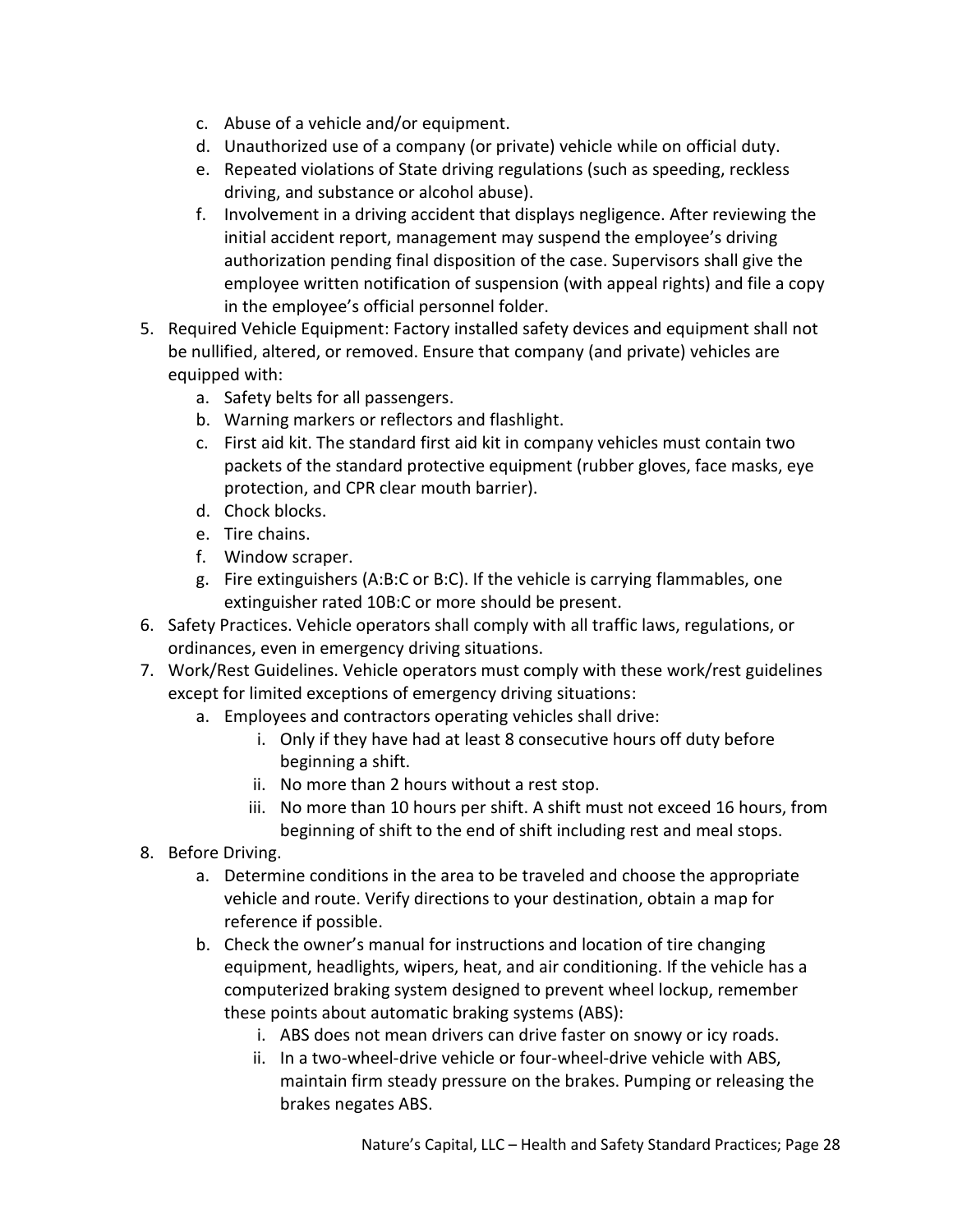c. Abuse of a vehicle and/or equipment.
   d. Unauthorized use of a company (or private) vehicle while on official duty.
   e. Repeated violations of State driving regulations (such as speeding, reckless driving, and substance or alcohol abuse).
   f. Involvement in a driving accident that displays negligence. After reviewing the initial accident report, management may suspend the employee's driving authorization pending final disposition of the case. Supervisors shall give the employee written notification of suspension (with appeal rights) and file a copy in the employee's official personnel folder.

5. Required Vehicle Equipment: Factory installed safety devices and equipment shall not be nullified, altered, or removed. Ensure that company (and private) vehicles are equipped with:
   a. Safety belts for all passengers.
   b. Warning markers or reflectors and flashlight.
   c. First aid kit. The standard first aid kit in company vehicles must contain two packets of the standard protective equipment (rubber gloves, face masks, eye protection, and CPR clear mouth barrier).
   d. Chock blocks.
   e. Tire chains.
   f. Window scraper.
   g. Fire extinguishers (A:B:C or B:C). If the vehicle is carrying flammables, one extinguisher rated 10B:C or more should be present.
6. Safety Practices. Vehicle operators shall comply with all traffic laws, regulations, or ordinances, even in emergency driving situations.
7. Work/Rest Guidelines. Vehicle operators must comply with these work/rest guidelines except for limited exceptions of emergency driving situations:
   a. Employees and contractors operating vehicles shall drive:
      i. Only if they have had at least 8 consecutive hours off duty before beginning a shift.
      ii. No more than 2 hours without a rest stop.
      iii. No more than 10 hours per shift. A shift must not exceed 16 hours, from beginning of shift to the end of shift including rest and meal stops.
8. Before Driving.
   a. Determine conditions in the area to be traveled and choose the appropriate vehicle and route. Verify directions to your destination, obtain a map for reference if possible.
   b. Check the owner's manual for instructions and location of tire changing equipment, headlights, wipers, heat, and air conditioning. If the vehicle has a computerized braking system designed to prevent wheel lockup, remember these points about automatic braking systems (ABS):
      i. ABS does not mean drivers can drive faster on snowy or icy roads.
      ii. In a two-wheel-drive vehicle or four-wheel-drive vehicle with ABS, maintain firm steady pressure on the brakes. Pumping or releasing the brakes negates ABS.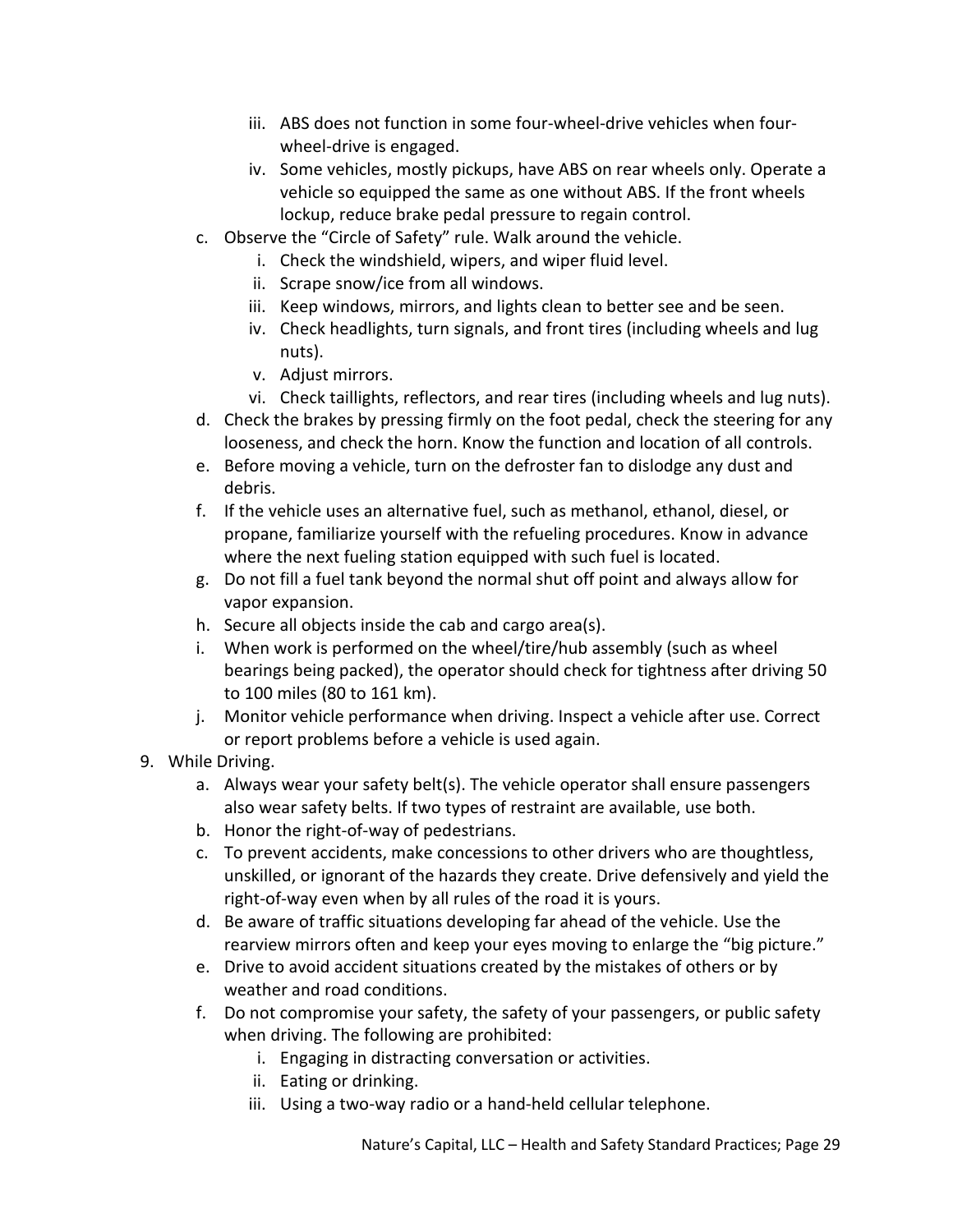iii. ABS does not function in some four-wheel-drive vehicles when four-wheel-drive is engaged.
   iv. Some vehicles, mostly pickups, have ABS on rear wheels only. Operate a vehicle so equipped the same as one without ABS. If the front wheels lockup, reduce brake pedal pressure to regain control.

c. Observe the “Circle of Safety” rule. Walk around the vehicle.
   i. Check the windshield, wipers, and wiper fluid level.
   ii. Scrape snow/ice from all windows.
   iii. Keep windows, mirrors, and lights clean to better see and be seen.
   iv. Check headlights, turn signals, and front tires (including wheels and lug nuts).
   v. Adjust mirrors.
   vi. Check taillights, reflectors, and rear tires (including wheels and lug nuts).

d. Check the brakes by pressing firmly on the foot pedal, check the steering for any looseness, and check the horn. Know the function and location of all controls.

e. Before moving a vehicle, turn on the defroster fan to dislodge any dust and debris.

f. If the vehicle uses an alternative fuel, such as methanol, ethanol, diesel, or propane, familiarize yourself with the refueling procedures. Know in advance where the next fueling station equipped with such fuel is located.

g. Do not fill a fuel tank beyond the normal shut off point and always allow for vapor expansion.

h. Secure all objects inside the cab and cargo area(s).

i. When work is performed on the wheel/tire/hub assembly (such as wheel bearings being packed), the operator should check for tightness after driving 50 to 100 miles (80 to 161 km).

j. Monitor vehicle performance when driving. Inspect a vehicle after use. Correct or report problems before a vehicle is used again.

9. While Driving.
   a. Always wear your safety belt(s). The vehicle operator shall ensure passengers also wear safety belts. If two types of restraint are available, use both.
   b. Honor the right-of-way of pedestrians.
   c. To prevent accidents, make concessions to other drivers who are thoughtless, unskilled, or ignorant of the hazards they create. Drive defensively and yield the right-of-way even when by all rules of the road it is yours.
   d. Be aware of traffic situations developing far ahead of the vehicle. Use the rearview mirrors often and keep your eyes moving to enlarge the “big picture.”
   e. Drive to avoid accident situations created by the mistakes of others or by weather and road conditions.
   f. Do not compromise your safety, the safety of your passengers, or public safety when driving. The following are prohibited:
      i. Engaging in distracting conversation or activities.
      ii. Eating or drinking.
      iii. Using a two-way radio or a hand-held cellular telephone.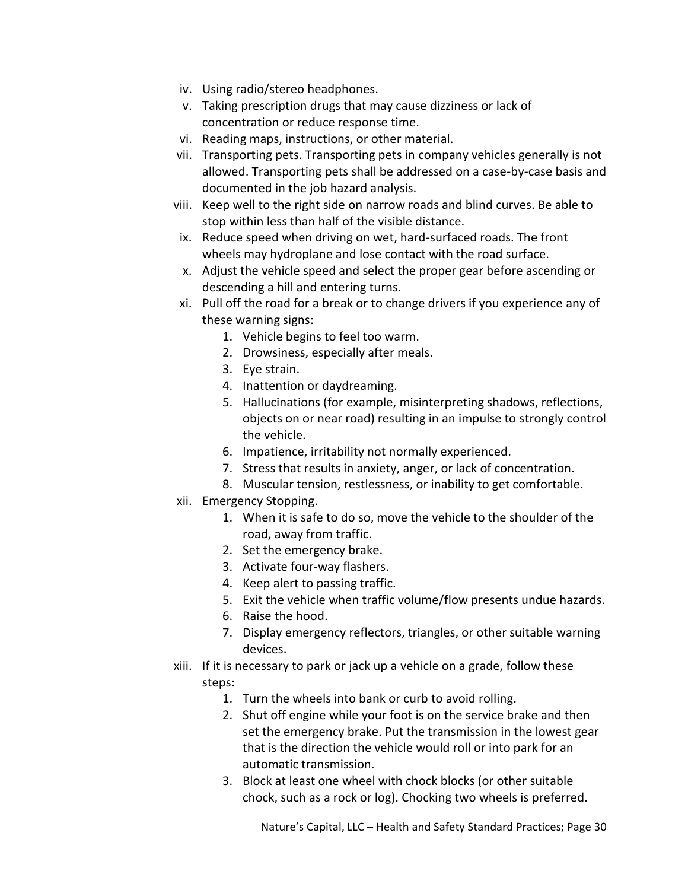iv. Using radio/stereo headphones.
v. Taking prescription drugs that may cause dizziness or lack of concentration or reduce response time.
vi. Reading maps, instructions, or other material.
vii. Transporting pets. Transporting pets in company vehicles generally is not allowed. Transporting pets shall be addressed on a case-by-case basis and documented in the job hazard analysis.
viii. Keep well to the right side on narrow roads and blind curves. Be able to stop within less than half of the visible distance.
ix. Reduce speed when driving on wet, hard-surfaced roads. The front wheels may hydroplane and lose contact with the road surface.
x. Adjust the vehicle speed and select the proper gear before ascending or descending a hill and entering turns.
xi. Pull off the road for a break or to change drivers if you experience any of these warning signs:
    1. Vehicle begins to feel too warm.
    2. Drowsiness, especially after meals.
    3. Eye strain.
    4. Inattention or daydreaming.
    5. Hallucinations (for example, misinterpreting shadows, reflections, objects on or near road) resulting in an impulse to strongly control the vehicle.
    6. Impatience, irritability not normally experienced.
    7. Stress that results in anxiety, anger, or lack of concentration.
    8. Muscular tension, restlessness, or inability to get comfortable.
xii. Emergency Stopping.
    1. When it is safe to do so, move the vehicle to the shoulder of the road, away from traffic.
    2. Set the emergency brake.
    3. Activate four-way flashers.
    4. Keep alert to passing traffic.
    5. Exit the vehicle when traffic volume/flow presents undue hazards.
    6. Raise the hood.
    7. Display emergency reflectors, triangles, or other suitable warning devices.
xiii. If it is necessary to park or jack up a vehicle on a grade, follow these steps:
    1. Turn the wheels into bank or curb to avoid rolling.
    2. Shut off engine while your foot is on the service brake and then set the emergency brake. Put the transmission in the lowest gear that is the direction the vehicle would roll or into park for an automatic transmission.
    3. Block at least one wheel with chock blocks (or other suitable chock, such as a rock or log). Chocking two wheels is preferred.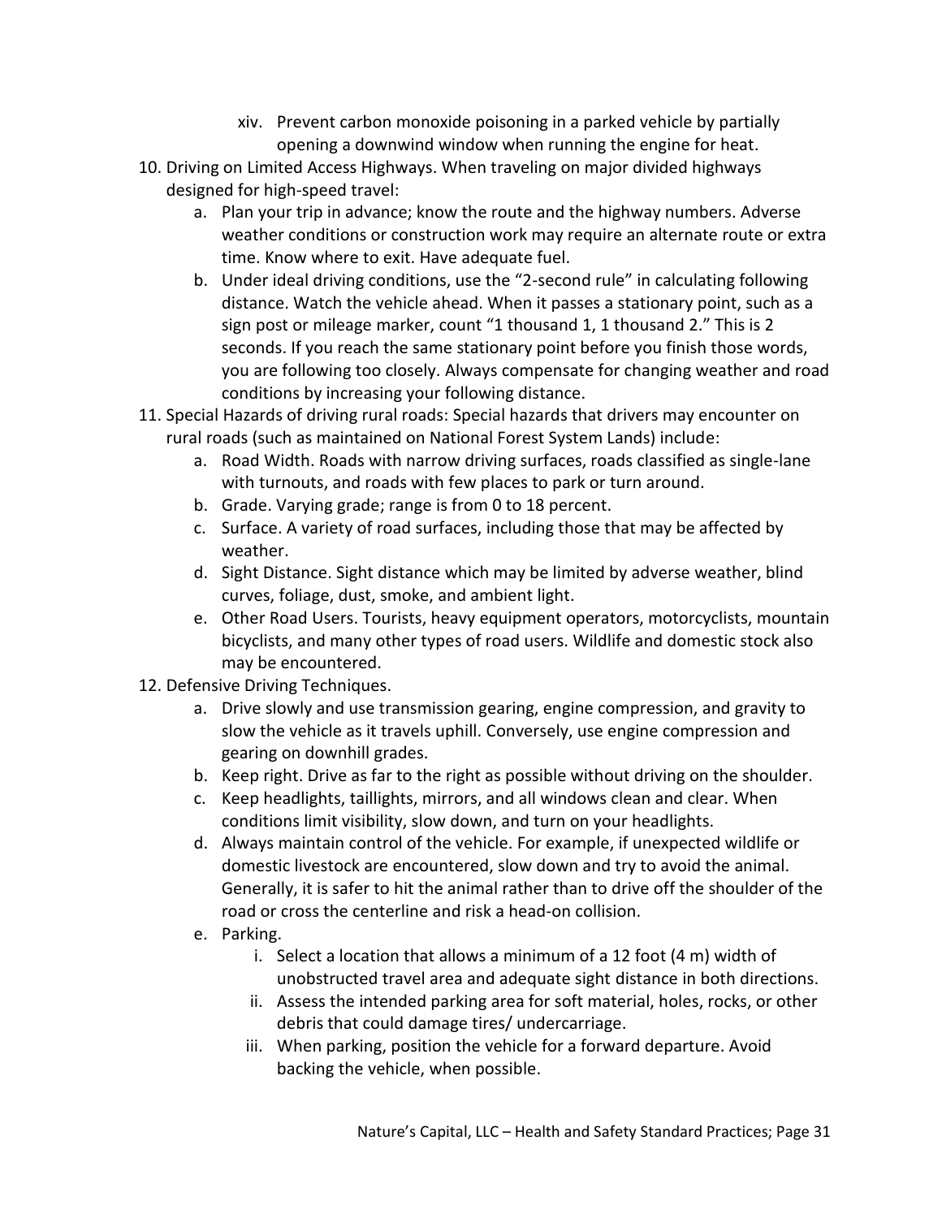xiv. Prevent carbon monoxide poisoning in a parked vehicle by partially opening a downwind window when running the engine for heat.

10. Driving on Limited Access Highways. When traveling on major divided highways designed for high-speed travel:
    a. Plan your trip in advance; know the route and the highway numbers. Adverse weather conditions or construction work may require an alternate route or extra time. Know where to exit. Have adequate fuel.
    b. Under ideal driving conditions, use the "2-second rule" in calculating following distance. Watch the vehicle ahead. When it passes a stationary point, such as a sign post or mileage marker, count "1 thousand 1, 1 thousand 2." This is 2 seconds. If you reach the same stationary point before you finish those words, you are following too closely. Always compensate for changing weather and road conditions by increasing your following distance.
11. Special Hazards of driving rural roads: Special hazards that drivers may encounter on rural roads (such as maintained on National Forest System Lands) include:
    a. Road Width. Roads with narrow driving surfaces, roads classified as single-lane with turnouts, and roads with few places to park or turn around.
    b. Grade. Varying grade; range is from 0 to 18 percent.
    c. Surface. A variety of road surfaces, including those that may be affected by weather.
    d. Sight Distance. Sight distance which may be limited by adverse weather, blind curves, foliage, dust, smoke, and ambient light.
    e. Other Road Users. Tourists, heavy equipment operators, motorcyclists, mountain bicyclists, and many other types of road users. Wildlife and domestic stock also may be encountered.
12. Defensive Driving Techniques.
    a. Drive slowly and use transmission gearing, engine compression, and gravity to slow the vehicle as it travels uphill. Conversely, use engine compression and gearing on downhill grades.
    b. Keep right. Drive as far to the right as possible without driving on the shoulder.
    c. Keep headlights, taillights, mirrors, and all windows clean and clear. When conditions limit visibility, slow down, and turn on your headlights.
    d. Always maintain control of the vehicle. For example, if unexpected wildlife or domestic livestock are encountered, slow down and try to avoid the animal. Generally, it is safer to hit the animal rather than to drive off the shoulder of the road or cross the centerline and risk a head-on collision.
    e. Parking.
        i. Select a location that allows a minimum of a 12 foot (4 m) width of unobstructed travel area and adequate sight distance in both directions.
        ii. Assess the intended parking area for soft material, holes, rocks, or other debris that could damage tires/ undercarriage.
        iii. When parking, position the vehicle for a forward departure. Avoid backing the vehicle, when possible.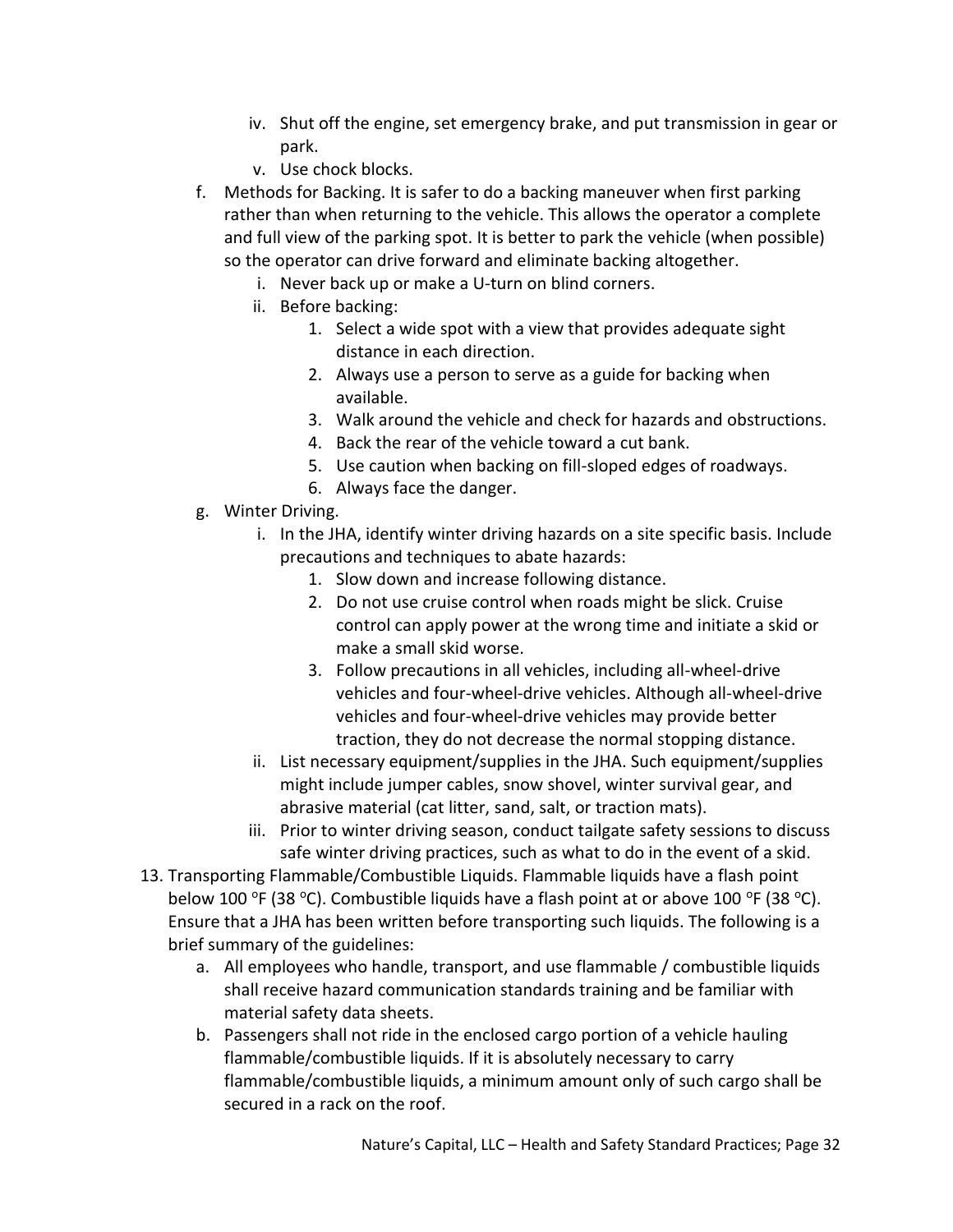iv. Shut off the engine, set emergency brake, and put transmission in gear or park.
v. Use chock blocks.

f. Methods for Backing. It is safer to do a backing maneuver when first parking rather than when returning to the vehicle. This allows the operator a complete and full view of the parking spot. It is better to park the vehicle (when possible) so the operator can drive forward and eliminate backing altogether.
   i. Never back up or make a U-turn on blind corners.
   ii. Before backing:
      1. Select a wide spot with a view that provides adequate sight distance in each direction.
      2. Always use a person to serve as a guide for backing when available.
      3. Walk around the vehicle and check for hazards and obstructions.
      4. Back the rear of the vehicle toward a cut bank.
      5. Use caution when backing on fill-sloped edges of roadways.
      6. Always face the danger.

g. Winter Driving.
   i. In the JHA, identify winter driving hazards on a site specific basis. Include precautions and techniques to abate hazards:
      1. Slow down and increase following distance.
      2. Do not use cruise control when roads might be slick. Cruise control can apply power at the wrong time and initiate a skid or make a small skid worse.
      3. Follow precautions in all vehicles, including all-wheel-drive vehicles and four-wheel-drive vehicles. Although all-wheel-drive vehicles and four-wheel-drive vehicles may provide better traction, they do not decrease the normal stopping distance.
   ii. List necessary equipment/supplies in the JHA. Such equipment/supplies might include jumper cables, snow shovel, winter survival gear, and abrasive material (cat litter, sand, salt, or traction mats).
   iii. Prior to winter driving season, conduct tailgate safety sessions to discuss safe winter driving practices, such as what to do in the event of a skid.

13. Transporting Flammable/Combustible Liquids. Flammable liquids have a flash point below 100 °F (38 °C). Combustible liquids have a flash point at or above 100 °F (38 °C). Ensure that a JHA has been written before transporting such liquids. The following is a brief summary of the guidelines:
   a. All employees who handle, transport, and use flammable / combustible liquids shall receive hazard communication standards training and be familiar with material safety data sheets.
   b. Passengers shall not ride in the enclosed cargo portion of a vehicle hauling flammable/combustible liquids. If it is absolutely necessary to carry flammable/combustible liquids, a minimum amount only of such cargo shall be secured in a rack on the roof.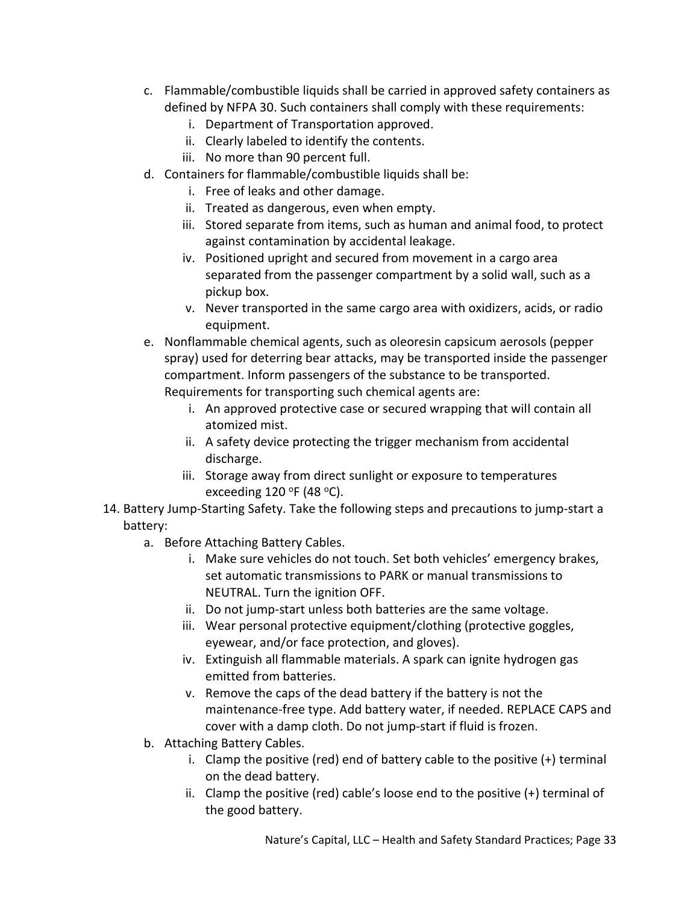c. Flammable/combustible liquids shall be carried in approved safety containers as defined by NFPA 30. Such containers shall comply with these requirements:
    i. Department of Transportation approved.
    ii. Clearly labeled to identify the contents.
    iii. No more than 90 percent full.

d. Containers for flammable/combustible liquids shall be:
    i. Free of leaks and other damage.
    ii. Treated as dangerous, even when empty.
    iii. Stored separate from items, such as human and animal food, to protect against contamination by accidental leakage.
    iv. Positioned upright and secured from movement in a cargo area separated from the passenger compartment by a solid wall, such as a pickup box.
    v. Never transported in the same cargo area with oxidizers, acids, or radio equipment.

e. Nonflammable chemical agents, such as oleoresin capsicum aerosols (pepper spray) used for deterring bear attacks, may be transported inside the passenger compartment. Inform passengers of the substance to be transported. Requirements for transporting such chemical agents are:
    i. An approved protective case or secured wrapping that will contain all atomized mist.
    ii. A safety device protecting the trigger mechanism from accidental discharge.
    iii. Storage away from direct sunlight or exposure to temperatures exceeding 120 °F (48 °C).

14. Battery Jump-Starting Safety. Take the following steps and precautions to jump-start a battery:

a. Before Attaching Battery Cables.
    i. Make sure vehicles do not touch. Set both vehicles' emergency brakes, set automatic transmissions to PARK or manual transmissions to NEUTRAL. Turn the ignition OFF.
    ii. Do not jump-start unless both batteries are the same voltage.
    iii. Wear personal protective equipment/clothing (protective goggles, eyewear, and/or face protection, and gloves).
    iv. Extinguish all flammable materials. A spark can ignite hydrogen gas emitted from batteries.
    v. Remove the caps of the dead battery if the battery is not the maintenance-free type. Add battery water, if needed. REPLACE CAPS and cover with a damp cloth. Do not jump-start if fluid is frozen.

b. Attaching Battery Cables.
    i. Clamp the positive (red) end of battery cable to the positive (+) terminal on the dead battery.
    ii. Clamp the positive (red) cable's loose end to the positive (+) terminal of the good battery.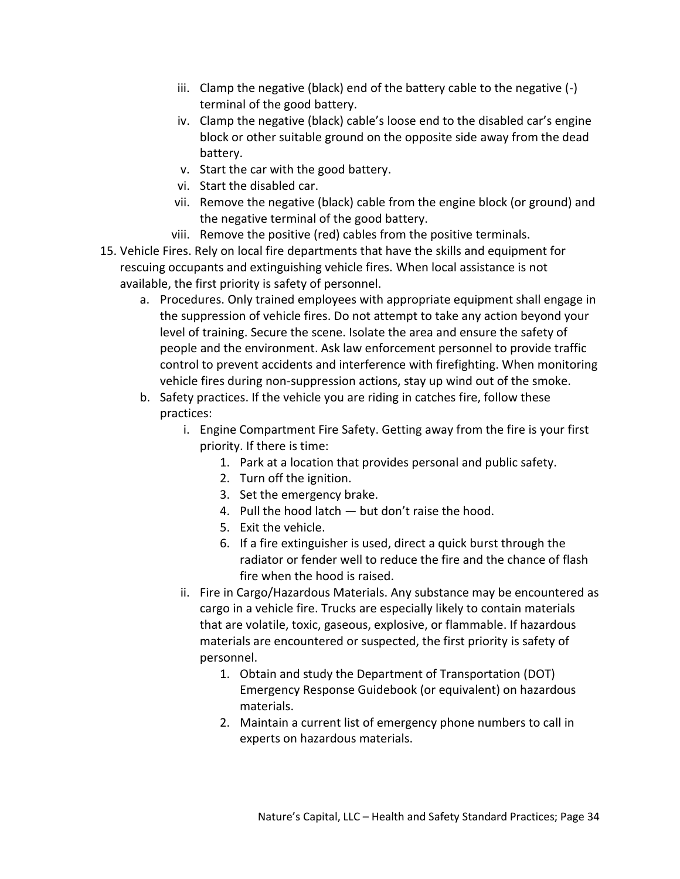iii. Clamp the negative (black) end of the battery cable to the negative (-) terminal of the good battery.
   iv. Clamp the negative (black) cable's loose end to the disabled car's engine block or other suitable ground on the opposite side away from the dead battery.
   v. Start the car with the good battery.
   vi. Start the disabled car.
   vii. Remove the negative (black) cable from the engine block (or ground) and the negative terminal of the good battery.
   viii. Remove the positive (red) cables from the positive terminals.

15. Vehicle Fires. Rely on local fire departments that have the skills and equipment for rescuing occupants and extinguishing vehicle fires. When local assistance is not available, the first priority is safety of personnel.
    a. Procedures. Only trained employees with appropriate equipment shall engage in the suppression of vehicle fires. Do not attempt to take any action beyond your level of training. Secure the scene. Isolate the area and ensure the safety of people and the environment. Ask law enforcement personnel to provide traffic control to prevent accidents and interference with firefighting. When monitoring vehicle fires during non-suppression actions, stay up wind out of the smoke.
    b. Safety practices. If the vehicle you are riding in catches fire, follow these practices:
       i. Engine Compartment Fire Safety. Getting away from the fire is your first priority. If there is time:
          1. Park at a location that provides personal and public safety.
          2. Turn off the ignition.
          3. Set the emergency brake.
          4. Pull the hood latch — but don't raise the hood.
          5. Exit the vehicle.
          6. If a fire extinguisher is used, direct a quick burst through the radiator or fender well to reduce the fire and the chance of flash fire when the hood is raised.
       ii. Fire in Cargo/Hazardous Materials. Any substance may be encountered as cargo in a vehicle fire. Trucks are especially likely to contain materials that are volatile, toxic, gaseous, explosive, or flammable. If hazardous materials are encountered or suspected, the first priority is safety of personnel.
          1. Obtain and study the Department of Transportation (DOT) Emergency Response Guidebook (or equivalent) on hazardous materials.
          2. Maintain a current list of emergency phone numbers to call in experts on hazardous materials.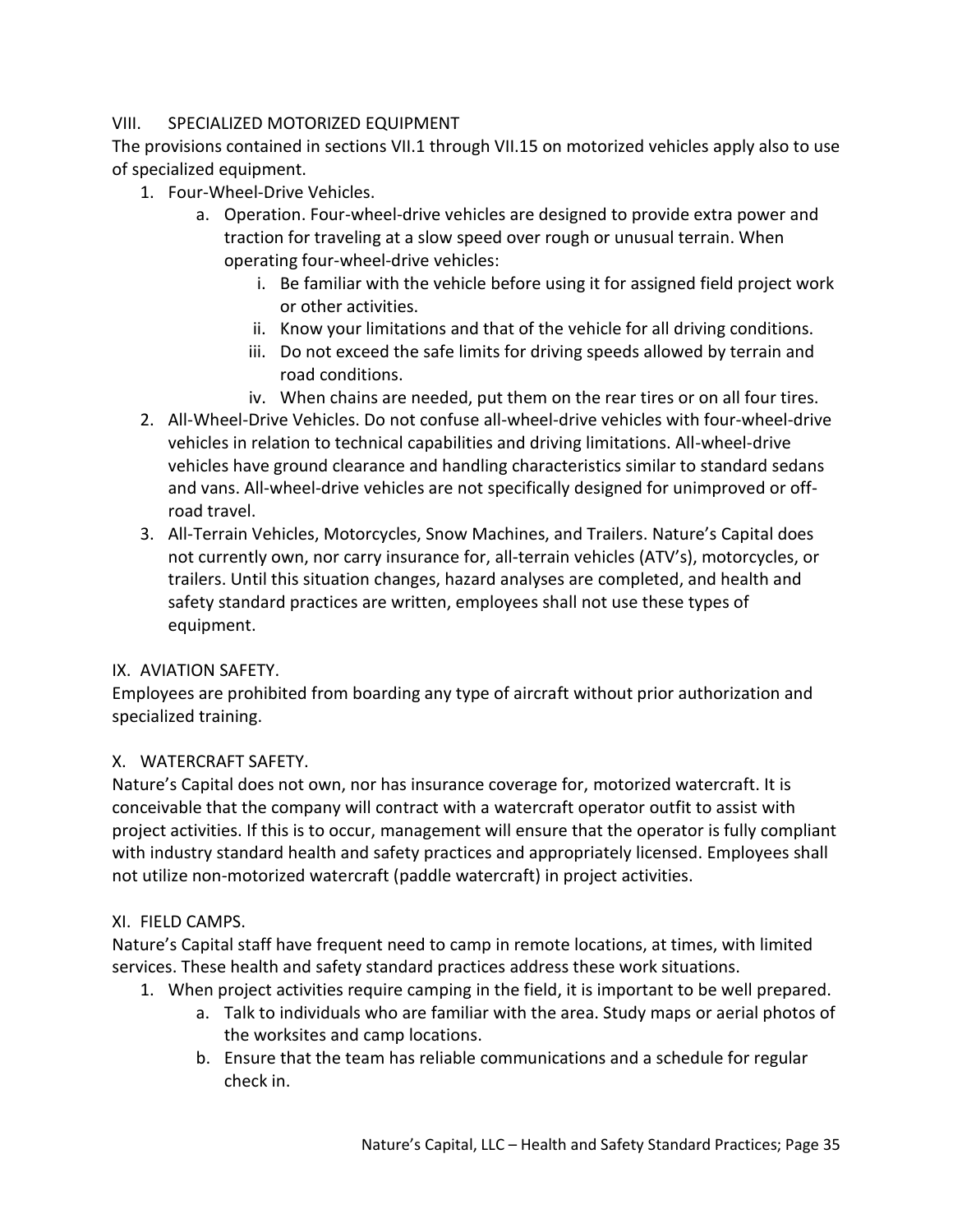## VIII. SPECIALIZED MOTORIZED EQUIPMENT

The provisions contained in sections VII.1 through VII.15 on motorized vehicles apply also to use of specialized equipment.

1. Four-Wheel-Drive Vehicles.
   a. Operation. Four-wheel-drive vehicles are designed to provide extra power and traction for traveling at a slow speed over rough or unusual terrain. When operating four-wheel-drive vehicles:
      i. Be familiar with the vehicle before using it for assigned field project work or other activities.
      ii. Know your limitations and that of the vehicle for all driving conditions.
      iii. Do not exceed the safe limits for driving speeds allowed by terrain and road conditions.
      iv. When chains are needed, put them on the rear tires or on all four tires.
2. All-Wheel-Drive Vehicles. Do not confuse all-wheel-drive vehicles with four-wheel-drive vehicles in relation to technical capabilities and driving limitations. All-wheel-drive vehicles have ground clearance and handling characteristics similar to standard sedans and vans. All-wheel-drive vehicles are not specifically designed for unimproved or off-road travel.
3. All-Terrain Vehicles, Motorcycles, Snow Machines, and Trailers. Nature's Capital does not currently own, nor carry insurance for, all-terrain vehicles (ATV's), motorcycles, or trailers. Until this situation changes, hazard analyses are completed, and health and safety standard practices are written, employees shall not use these types of equipment.

## IX. AVIATION SAFETY.

Employees are prohibited from boarding any type of aircraft without prior authorization and specialized training.

## X. WATERCRAFT SAFETY.

Nature's Capital does not own, nor has insurance coverage for, motorized watercraft. It is conceivable that the company will contract with a watercraft operator outfit to assist with project activities. If this is to occur, management will ensure that the operator is fully compliant with industry standard health and safety practices and appropriately licensed. Employees shall not utilize non-motorized watercraft (paddle watercraft) in project activities.

## XI. FIELD CAMPS.

Nature's Capital staff have frequent need to camp in remote locations, at times, with limited services. These health and safety standard practices address these work situations.

1. When project activities require camping in the field, it is important to be well prepared.
   a. Talk to individuals who are familiar with the area. Study maps or aerial photos of the worksites and camp locations.
   b. Ensure that the team has reliable communications and a schedule for regular check in.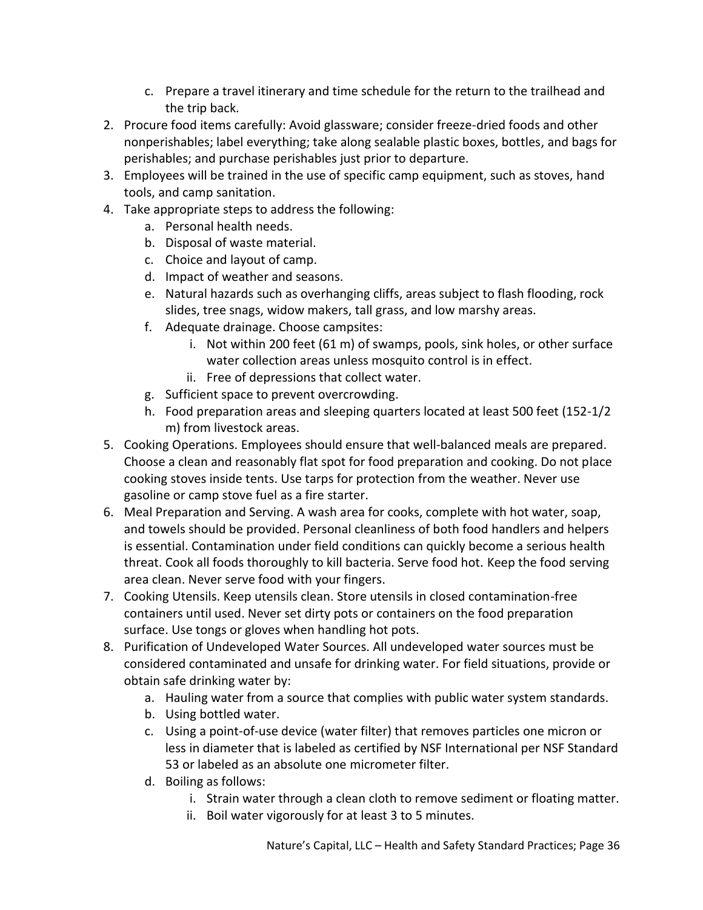c. Prepare a travel itinerary and time schedule for the return to the trailhead and the trip back.
2. Procure food items carefully: Avoid glassware; consider freeze-dried foods and other nonperishables; label everything; take along sealable plastic boxes, bottles, and bags for perishables; and purchase perishables just prior to departure.
3. Employees will be trained in the use of specific camp equipment, such as stoves, hand tools, and camp sanitation.
4. Take appropriate steps to address the following:
    a. Personal health needs.
    b. Disposal of waste material.
    c. Choice and layout of camp.
    d. Impact of weather and seasons.
    e. Natural hazards such as overhanging cliffs, areas subject to flash flooding, rock slides, tree snags, widow makers, tall grass, and low marshy areas.
    f. Adequate drainage. Choose campsites:
        i. Not within 200 feet (61 m) of swamps, pools, sink holes, or other surface water collection areas unless mosquito control is in effect.
        ii. Free of depressions that collect water.
    g. Sufficient space to prevent overcrowding.
    h. Food preparation areas and sleeping quarters located at least 500 feet (152-1/2 m) from livestock areas.
5. Cooking Operations. Employees should ensure that well-balanced meals are prepared. Choose a clean and reasonably flat spot for food preparation and cooking. Do not place cooking stoves inside tents. Use tarps for protection from the weather. Never use gasoline or camp stove fuel as a fire starter.
6. Meal Preparation and Serving. A wash area for cooks, complete with hot water, soap, and towels should be provided. Personal cleanliness of both food handlers and helpers is essential. Contamination under field conditions can quickly become a serious health threat. Cook all foods thoroughly to kill bacteria. Serve food hot. Keep the food serving area clean. Never serve food with your fingers.
7. Cooking Utensils. Keep utensils clean. Store utensils in closed contamination-free containers until used. Never set dirty pots or containers on the food preparation surface. Use tongs or gloves when handling hot pots.
8. Purification of Undeveloped Water Sources. All undeveloped water sources must be considered contaminated and unsafe for drinking water. For field situations, provide or obtain safe drinking water by:
    a. Hauling water from a source that complies with public water system standards.
    b. Using bottled water.
    c. Using a point-of-use device (water filter) that removes particles one micron or less in diameter that is labeled as certified by NSF International per NSF Standard 53 or labeled as an absolute one micrometer filter.
    d. Boiling as follows:
        i. Strain water through a clean cloth to remove sediment or floating matter.
        ii. Boil water vigorously for at least 3 to 5 minutes.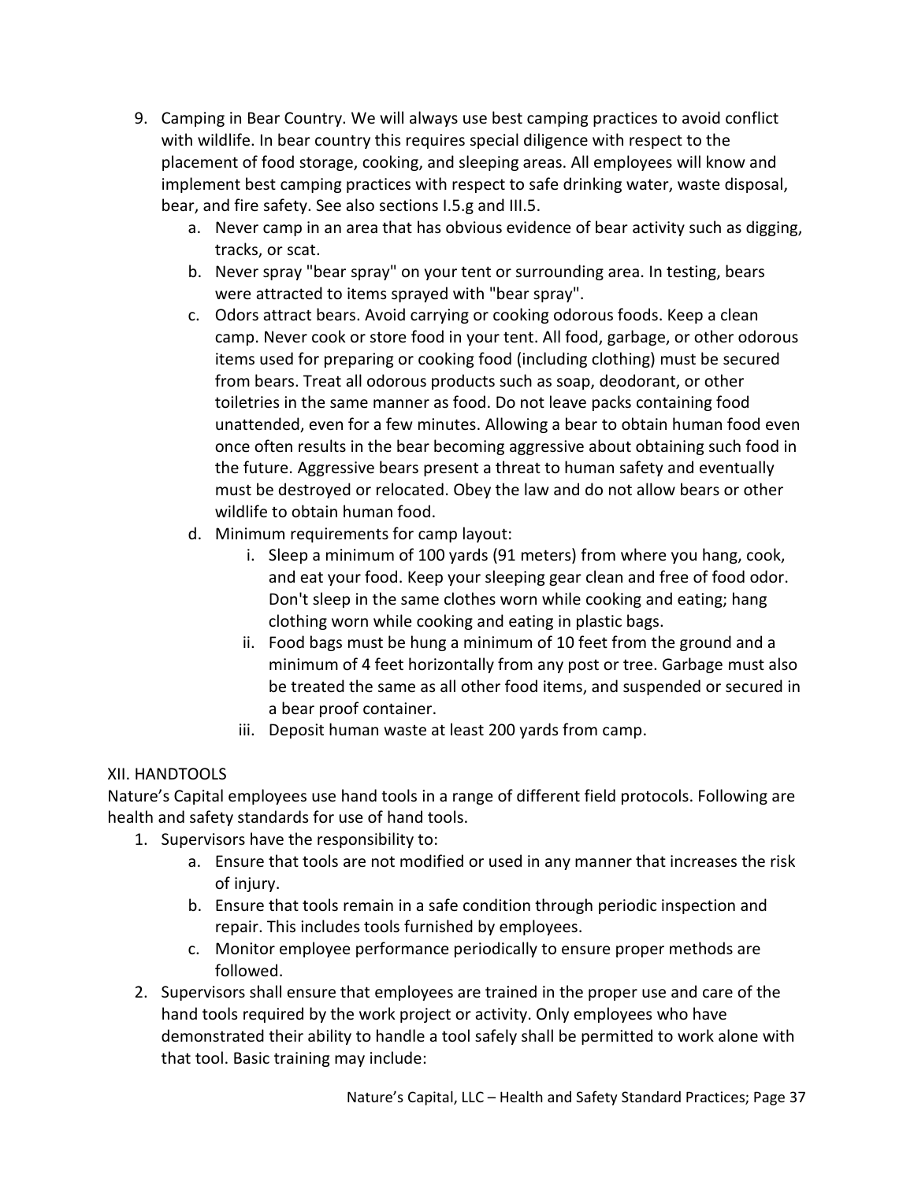9. Camping in Bear Country. We will always use best camping practices to avoid conflict with wildlife. In bear country this requires special diligence with respect to the placement of food storage, cooking, and sleeping areas. All employees will know and implement best camping practices with respect to safe drinking water, waste disposal, bear, and fire safety. See also sections I.5.g and III.5.
    a. Never camp in an area that has obvious evidence of bear activity such as digging, tracks, or scat.
    b. Never spray "bear spray" on your tent or surrounding area. In testing, bears were attracted to items sprayed with "bear spray".
    c. Odors attract bears. Avoid carrying or cooking odorous foods. Keep a clean camp. Never cook or store food in your tent. All food, garbage, or other odorous items used for preparing or cooking food (including clothing) must be secured from bears. Treat all odorous products such as soap, deodorant, or other toiletries in the same manner as food. Do not leave packs containing food unattended, even for a few minutes. Allowing a bear to obtain human food even once often results in the bear becoming aggressive about obtaining such food in the future. Aggressive bears present a threat to human safety and eventually must be destroyed or relocated. Obey the law and do not allow bears or other wildlife to obtain human food.
    d. Minimum requirements for camp layout:
        i. Sleep a minimum of 100 yards (91 meters) from where you hang, cook, and eat your food. Keep your sleeping gear clean and free of food odor. Don't sleep in the same clothes worn while cooking and eating; hang clothing worn while cooking and eating in plastic bags.
        ii. Food bags must be hung a minimum of 10 feet from the ground and a minimum of 4 feet horizontally from any post or tree. Garbage must also be treated the same as all other food items, and suspended or secured in a bear proof container.
        iii. Deposit human waste at least 200 yards from camp.

## XII. HANDTOOLS

Nature's Capital employees use hand tools in a range of different field protocols. Following are health and safety standards for use of hand tools.

1. Supervisors have the responsibility to:
    a. Ensure that tools are not modified or used in any manner that increases the risk of injury.
    b. Ensure that tools remain in a safe condition through periodic inspection and repair. This includes tools furnished by employees.
    c. Monitor employee performance periodically to ensure proper methods are followed.
2. Supervisors shall ensure that employees are trained in the proper use and care of the hand tools required by the work project or activity. Only employees who have demonstrated their ability to handle a tool safely shall be permitted to work alone with that tool. Basic training may include: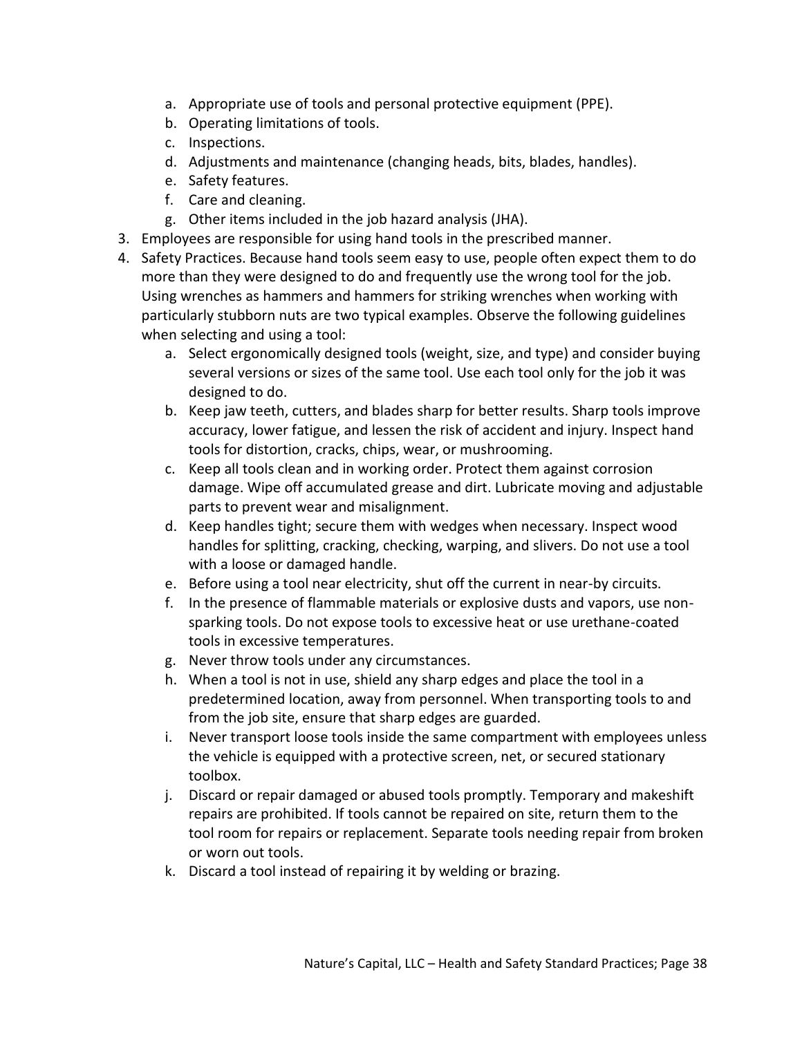a. Appropriate use of tools and personal protective equipment (PPE).
   b. Operating limitations of tools.
   c. Inspections.
   d. Adjustments and maintenance (changing heads, bits, blades, handles).
   e. Safety features.
   f. Care and cleaning.
   g. Other items included in the job hazard analysis (JHA).

3. Employees are responsible for using hand tools in the prescribed manner.
4. Safety Practices. Because hand tools seem easy to use, people often expect them to do more than they were designed to do and frequently use the wrong tool for the job. Using wrenches as hammers and hammers for striking wrenches when working with particularly stubborn nuts are two typical examples. Observe the following guidelines when selecting and using a tool:
   a. Select ergonomically designed tools (weight, size, and type) and consider buying several versions or sizes of the same tool. Use each tool only for the job it was designed to do.
   b. Keep jaw teeth, cutters, and blades sharp for better results. Sharp tools improve accuracy, lower fatigue, and lessen the risk of accident and injury. Inspect hand tools for distortion, cracks, chips, wear, or mushrooming.
   c. Keep all tools clean and in working order. Protect them against corrosion damage. Wipe off accumulated grease and dirt. Lubricate moving and adjustable parts to prevent wear and misalignment.
   d. Keep handles tight; secure them with wedges when necessary. Inspect wood handles for splitting, cracking, checking, warping, and slivers. Do not use a tool with a loose or damaged handle.
   e. Before using a tool near electricity, shut off the current in near-by circuits.
   f. In the presence of flammable materials or explosive dusts and vapors, use non-sparking tools. Do not expose tools to excessive heat or use urethane-coated tools in excessive temperatures.
   g. Never throw tools under any circumstances.
   h. When a tool is not in use, shield any sharp edges and place the tool in a predetermined location, away from personnel. When transporting tools to and from the job site, ensure that sharp edges are guarded.
   i. Never transport loose tools inside the same compartment with employees unless the vehicle is equipped with a protective screen, net, or secured stationary toolbox.
   j. Discard or repair damaged or abused tools promptly. Temporary and makeshift repairs are prohibited. If tools cannot be repaired on site, return them to the tool room for repairs or replacement. Separate tools needing repair from broken or worn out tools.
   k. Discard a tool instead of repairing it by welding or brazing.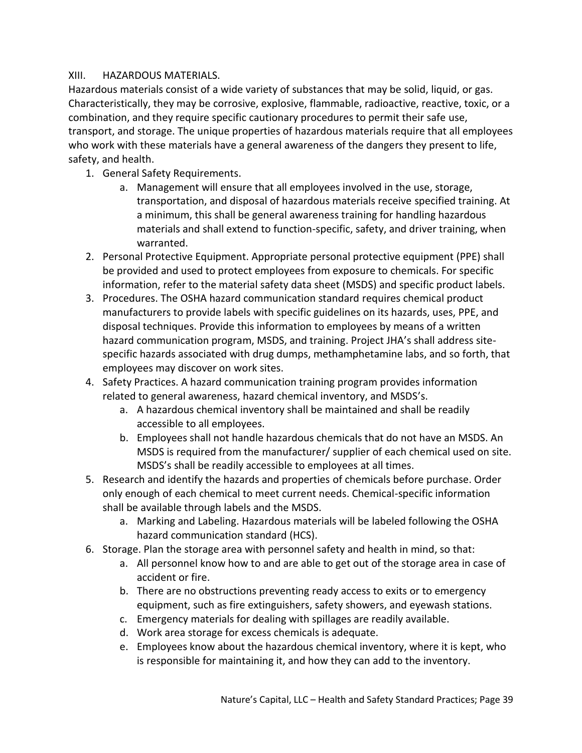## XIII. HAZARDOUS MATERIALS.

Hazardous materials consist of a wide variety of substances that may be solid, liquid, or gas. Characteristically, they may be corrosive, explosive, flammable, radioactive, reactive, toxic, or a combination, and they require specific cautionary procedures to permit their safe use, transport, and storage. The unique properties of hazardous materials require that all employees who work with these materials have a general awareness of the dangers they present to life, safety, and health.

1. General Safety Requirements.
    a. Management will ensure that all employees involved in the use, storage, transportation, and disposal of hazardous materials receive specified training. At a minimum, this shall be general awareness training for handling hazardous materials and shall extend to function-specific, safety, and driver training, when warranted.
2. Personal Protective Equipment. Appropriate personal protective equipment (PPE) shall be provided and used to protect employees from exposure to chemicals. For specific information, refer to the material safety data sheet (MSDS) and specific product labels.
3. Procedures. The OSHA hazard communication standard requires chemical product manufacturers to provide labels with specific guidelines on its hazards, uses, PPE, and disposal techniques. Provide this information to employees by means of a written hazard communication program, MSDS, and training. Project JHA's shall address site-specific hazards associated with drug dumps, methamphetamine labs, and so forth, that employees may discover on work sites.
4. Safety Practices. A hazard communication training program provides information related to general awareness, hazard chemical inventory, and MSDS's.
    a. A hazardous chemical inventory shall be maintained and shall be readily accessible to all employees.
    b. Employees shall not handle hazardous chemicals that do not have an MSDS. An MSDS is required from the manufacturer/ supplier of each chemical used on site. MSDS's shall be readily accessible to employees at all times.
5. Research and identify the hazards and properties of chemicals before purchase. Order only enough of each chemical to meet current needs. Chemical-specific information shall be available through labels and the MSDS.
    a. Marking and Labeling. Hazardous materials will be labeled following the OSHA hazard communication standard (HCS).
6. Storage. Plan the storage area with personnel safety and health in mind, so that:
    a. All personnel know how to and are able to get out of the storage area in case of accident or fire.
    b. There are no obstructions preventing ready access to exits or to emergency equipment, such as fire extinguishers, safety showers, and eyewash stations.
    c. Emergency materials for dealing with spillages are readily available.
    d. Work area storage for excess chemicals is adequate.
    e. Employees know about the hazardous chemical inventory, where it is kept, who is responsible for maintaining it, and how they can add to the inventory.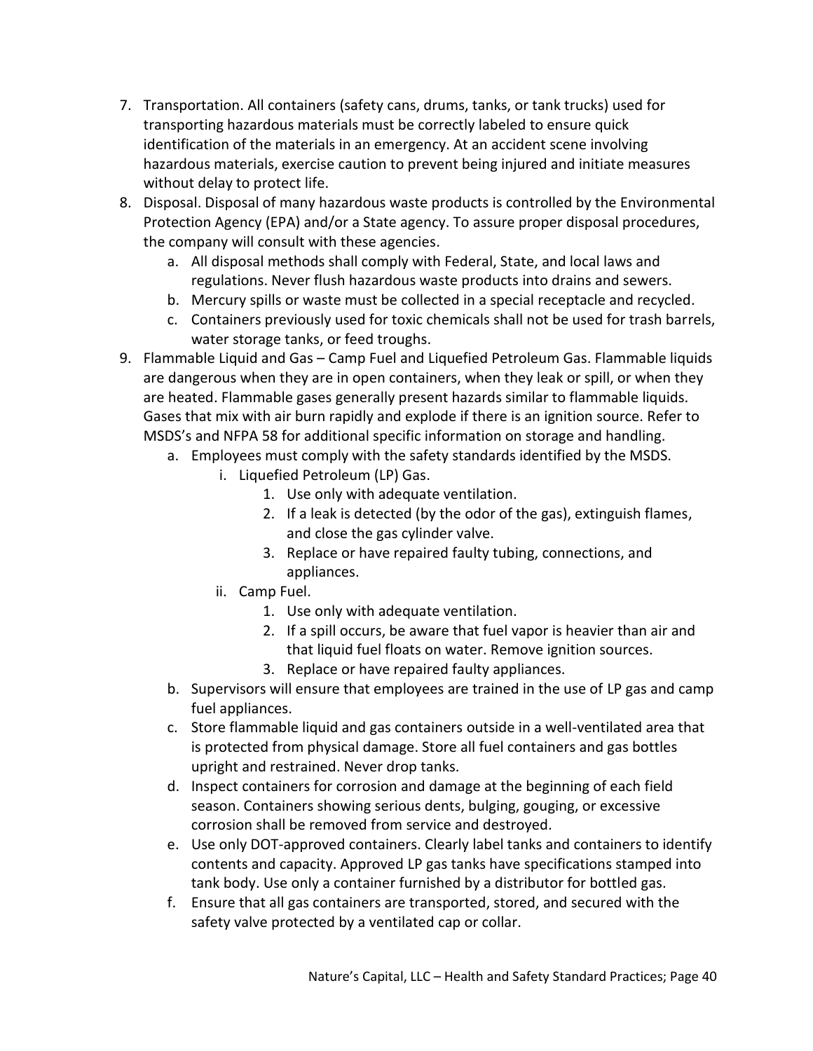7. Transportation. All containers (safety cans, drums, tanks, or tank trucks) used for transporting hazardous materials must be correctly labeled to ensure quick identification of the materials in an emergency. At an accident scene involving hazardous materials, exercise caution to prevent being injured and initiate measures without delay to protect life.
8. Disposal. Disposal of many hazardous waste products is controlled by the Environmental Protection Agency (EPA) and/or a State agency. To assure proper disposal procedures, the company will consult with these agencies.
   a. All disposal methods shall comply with Federal, State, and local laws and regulations. Never flush hazardous waste products into drains and sewers.
   b. Mercury spills or waste must be collected in a special receptacle and recycled.
   c. Containers previously used for toxic chemicals shall not be used for trash barrels, water storage tanks, or feed troughs.
9. Flammable Liquid and Gas – Camp Fuel and Liquefied Petroleum Gas. Flammable liquids are dangerous when they are in open containers, when they leak or spill, or when they are heated. Flammable gases generally present hazards similar to flammable liquids. Gases that mix with air burn rapidly and explode if there is an ignition source. Refer to MSDS's and NFPA 58 for additional specific information on storage and handling.
   a. Employees must comply with the safety standards identified by the MSDS.
      i. Liquefied Petroleum (LP) Gas.
         1. Use only with adequate ventilation.
         2. If a leak is detected (by the odor of the gas), extinguish flames, and close the gas cylinder valve.
         3. Replace or have repaired faulty tubing, connections, and appliances.
      ii. Camp Fuel.
         1. Use only with adequate ventilation.
         2. If a spill occurs, be aware that fuel vapor is heavier than air and that liquid fuel floats on water. Remove ignition sources.
         3. Replace or have repaired faulty appliances.
   b. Supervisors will ensure that employees are trained in the use of LP gas and camp fuel appliances.
   c. Store flammable liquid and gas containers outside in a well-ventilated area that is protected from physical damage. Store all fuel containers and gas bottles upright and restrained. Never drop tanks.
   d. Inspect containers for corrosion and damage at the beginning of each field season. Containers showing serious dents, bulging, gouging, or excessive corrosion shall be removed from service and destroyed.
   e. Use only DOT-approved containers. Clearly label tanks and containers to identify contents and capacity. Approved LP gas tanks have specifications stamped into tank body. Use only a container furnished by a distributor for bottled gas.
   f. Ensure that all gas containers are transported, stored, and secured with the safety valve protected by a ventilated cap or collar.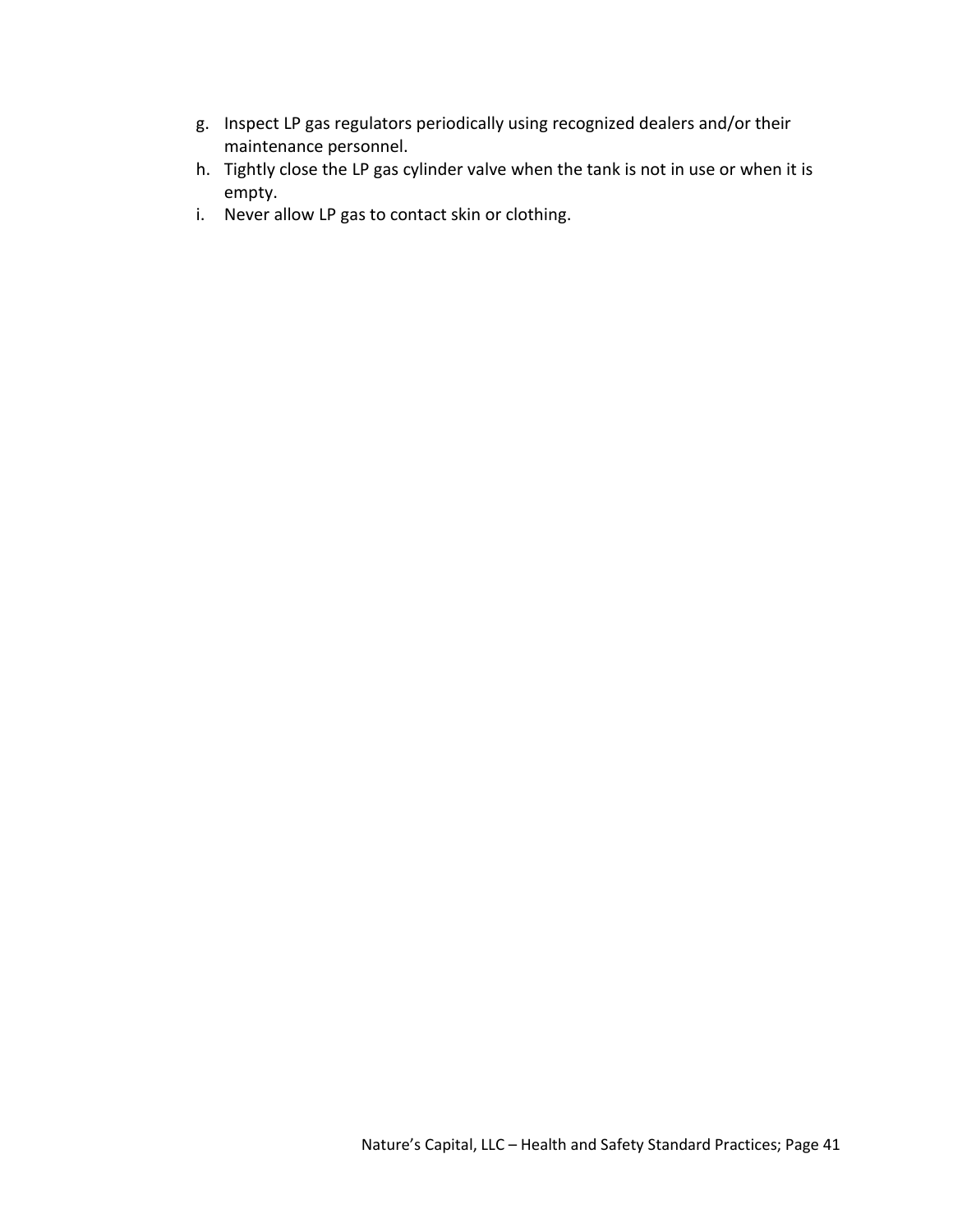g. Inspect LP gas regulators periodically using recognized dealers and/or their maintenance personnel.
h. Tightly close the LP gas cylinder valve when the tank is not in use or when it is empty.
i. Never allow LP gas to contact skin or clothing.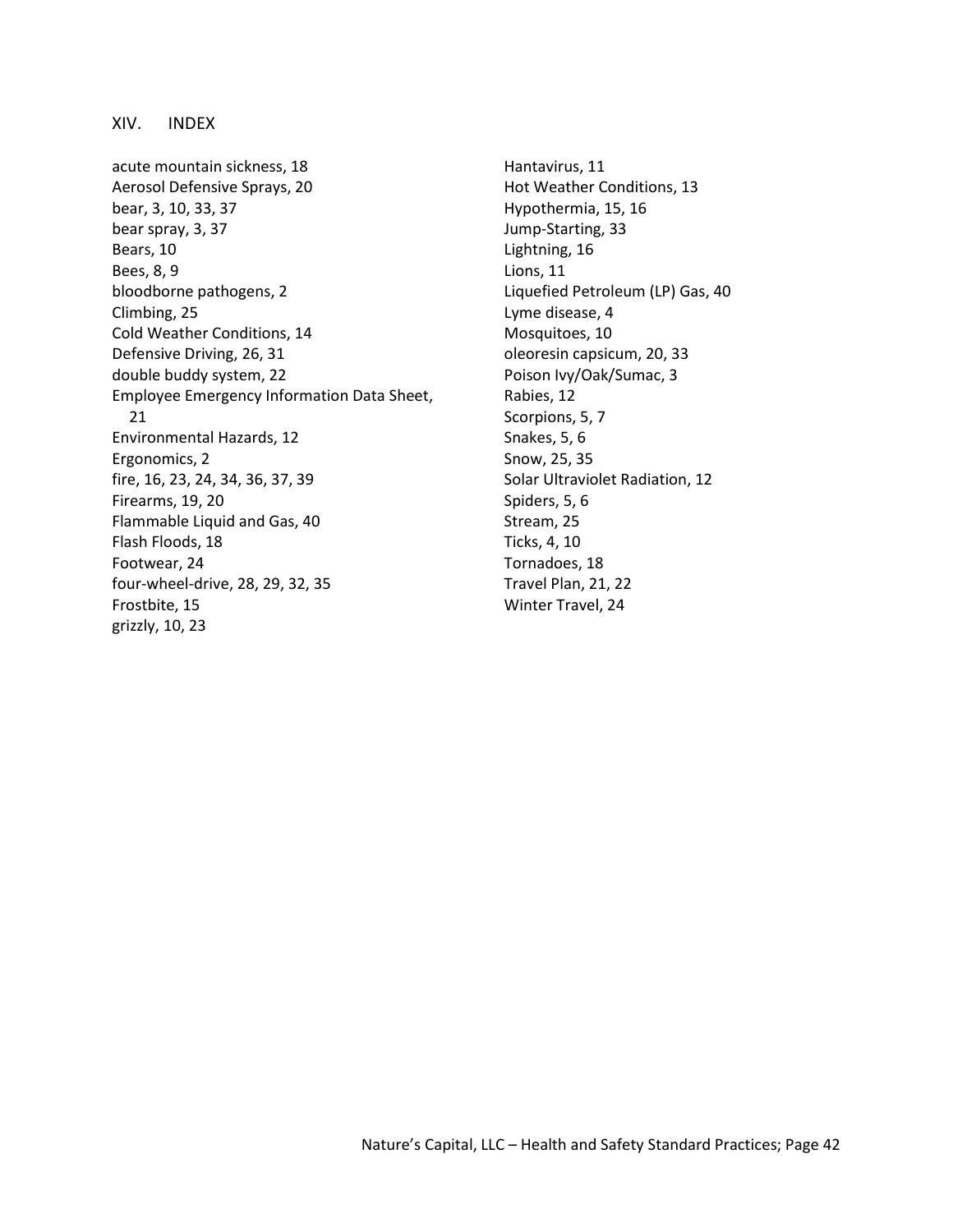## XIV. INDEX

acute mountain sickness, 18
Aerosol Defensive Sprays, 20
bear, 3, 10, 33, 37
bear spray, 3, 37
Bears, 10
Bees, 8, 9
bloodborne pathogens, 2
Climbing, 25
Cold Weather Conditions, 14
Defensive Driving, 26, 31
double buddy system, 22
Employee Emergency Information Data Sheet, 21
Environmental Hazards, 12
Ergonomics, 2
fire, 16, 23, 24, 34, 36, 37, 39
Firearms, 19, 20
Flammable Liquid and Gas, 40
Flash Floods, 18
Footwear, 24
four-wheel-drive, 28, 29, 32, 35
Frostbite, 15
grizzly, 10, 23
Hantavirus, 11
Hot Weather Conditions, 13
Hypothermia, 15, 16
Jump-Starting, 33
Lightning, 16
Lions, 11
Liquefied Petroleum (LP) Gas, 40
Lyme disease, 4
Mosquitoes, 10
oleoresin capsicum, 20, 33
Poison Ivy/Oak/Sumac, 3
Rabies, 12
Scorpions, 5, 7
Snakes, 5, 6
Snow, 25, 35
Solar Ultraviolet Radiation, 12
Spiders, 5, 6
Stream, 25
Ticks, 4, 10
Tornadoes, 18
Travel Plan, 21, 22
Winter Travel, 24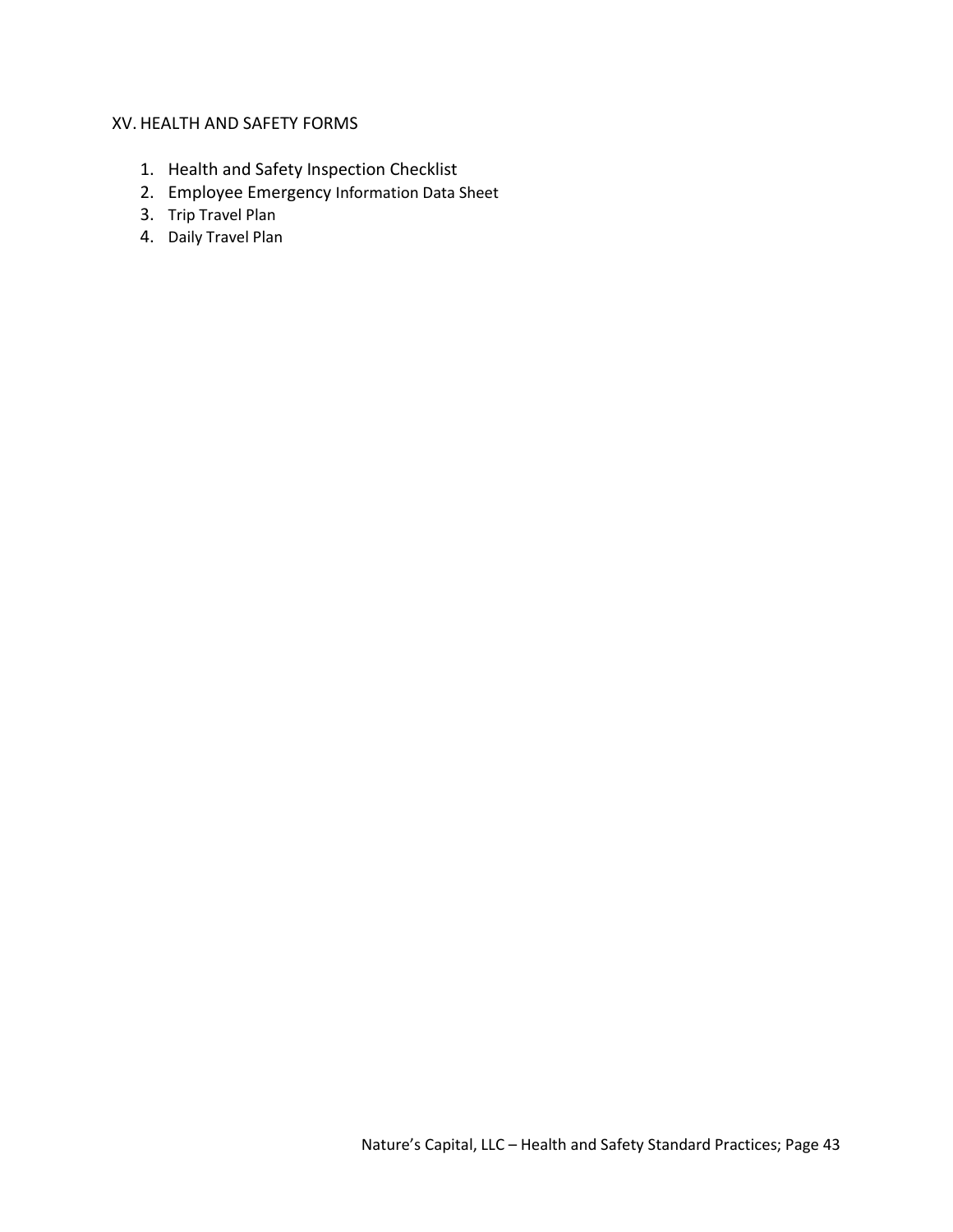## XV. HEALTH AND SAFETY FORMS

1. Health and Safety Inspection Checklist
2. Employee Emergency Information Data Sheet
3. Trip Travel Plan
4. Daily Travel Plan